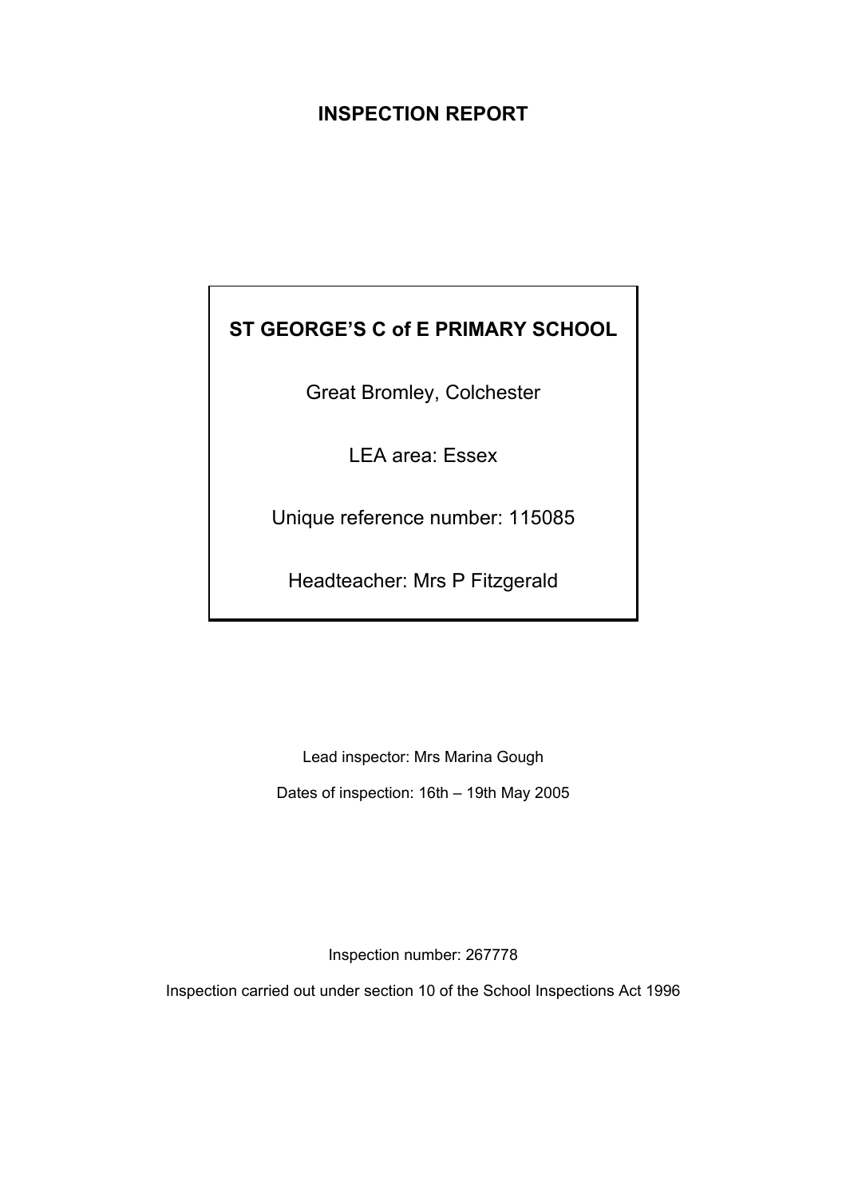# INSPECTION REPORT

**ST GEORGE'S C of E PRIMARY SCHOOL**

Great Bromley, Colchester

LEA area: Essex

Unique reference number: 115085

Headteacher: Mrs P Fitzgerald

Lead inspector: Mrs Marina Gough

Dates of inspection: 16th – 19th May 2005

Inspection number: 267778

Inspection carried out under section 10 of the School Inspections Act 1996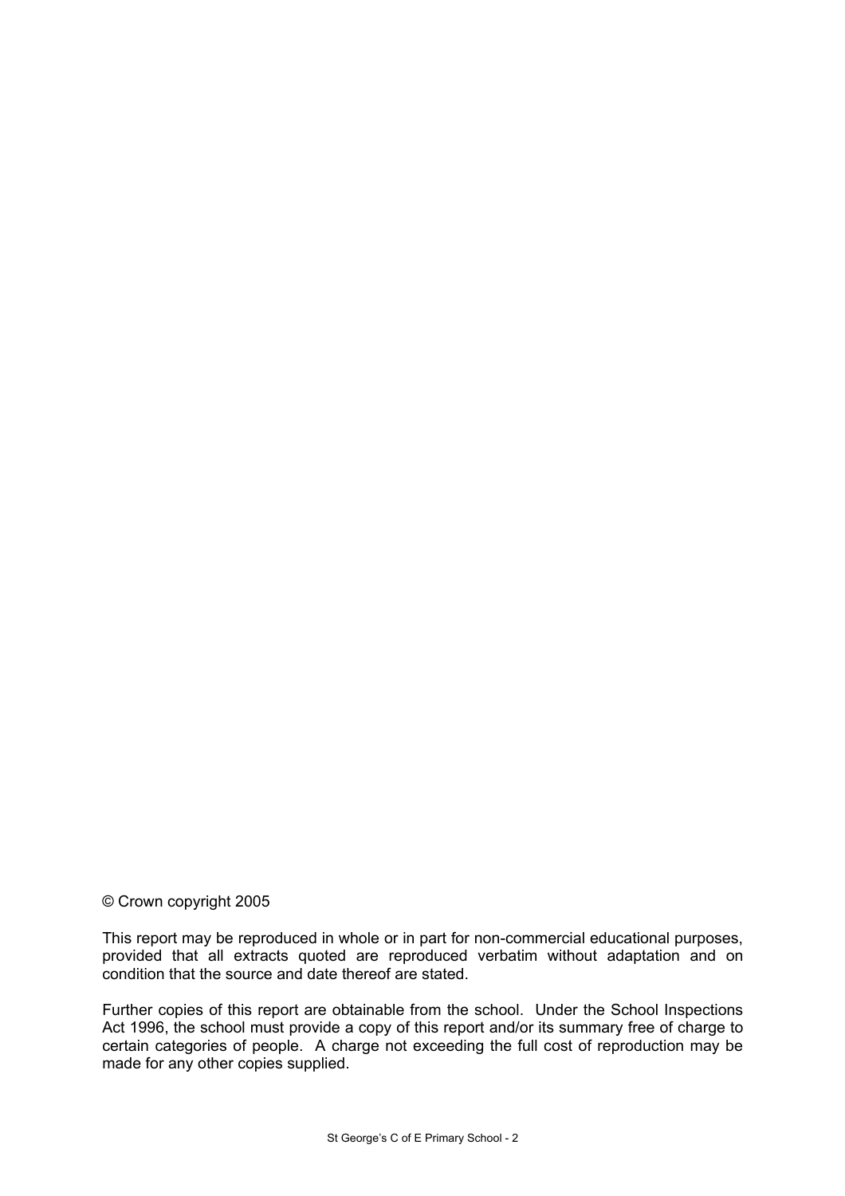© Crown copyright 2005

This report may be reproduced in whole or in part for non-commercial educational purposes, provided that all extracts quoted are reproduced verbatim without adaptation and on condition that the source and date thereof are stated.

Further copies of this report are obtainable from the school. Under the School Inspections Act 1996, the school must provide a copy of this report and/or its summary free of charge to certain categories of people. A charge not exceeding the full cost of reproduction may be made for any other copies supplied.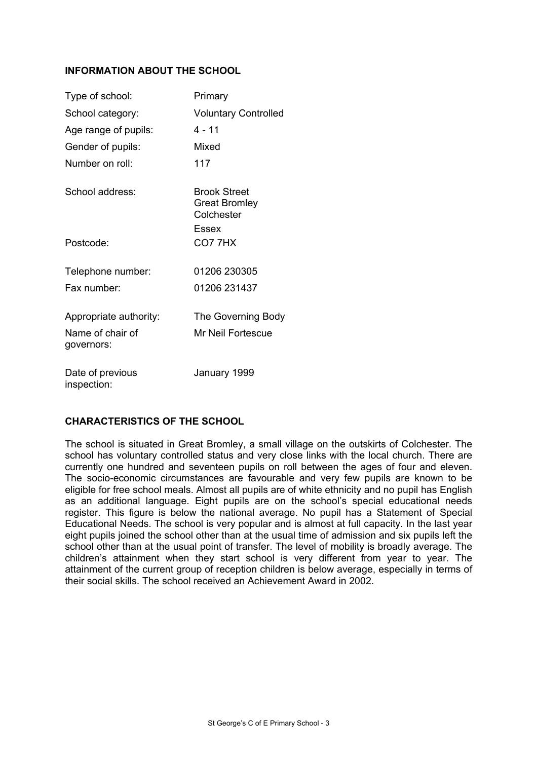## INFORMATION ABOUT THE SCHOOL

| | |
|---|---|
| Type of school: | Primary |
| School category: | Voluntary Controlled |
| Age range of pupils: | 4 - 11 |
| Gender of pupils: | Mixed |
| Number on roll: | 117 |
| School address: | Brook Street<br>Great Bromley<br>Colchester<br>Essex |
| Postcode: | CO7 7HX |
| Telephone number: | 01206 230305 |
| Fax number: | 01206 231437 |
| Appropriate authority: | The Governing Body |
| Name of chair of governors: | Mr Neil Fortescue |
| Date of previous inspection: | January 1999 |

## CHARACTERISTICS OF THE SCHOOL

The school is situated in Great Bromley, a small village on the outskirts of Colchester. The school has voluntary controlled status and very close links with the local church. There are currently one hundred and seventeen pupils on roll between the ages of four and eleven. The socio-economic circumstances are favourable and very few pupils are known to be eligible for free school meals. Almost all pupils are of white ethnicity and no pupil has English as an additional language. Eight pupils are on the school's special educational needs register. This figure is below the national average. No pupil has a Statement of Special Educational Needs. The school is very popular and is almost at full capacity. In the last year eight pupils joined the school other than at the usual time of admission and six pupils left the school other than at the usual point of transfer. The level of mobility is broadly average. The children's attainment when they start school is very different from year to year. The attainment of the current group of reception children is below average, especially in terms of their social skills. The school received an Achievement Award in 2002.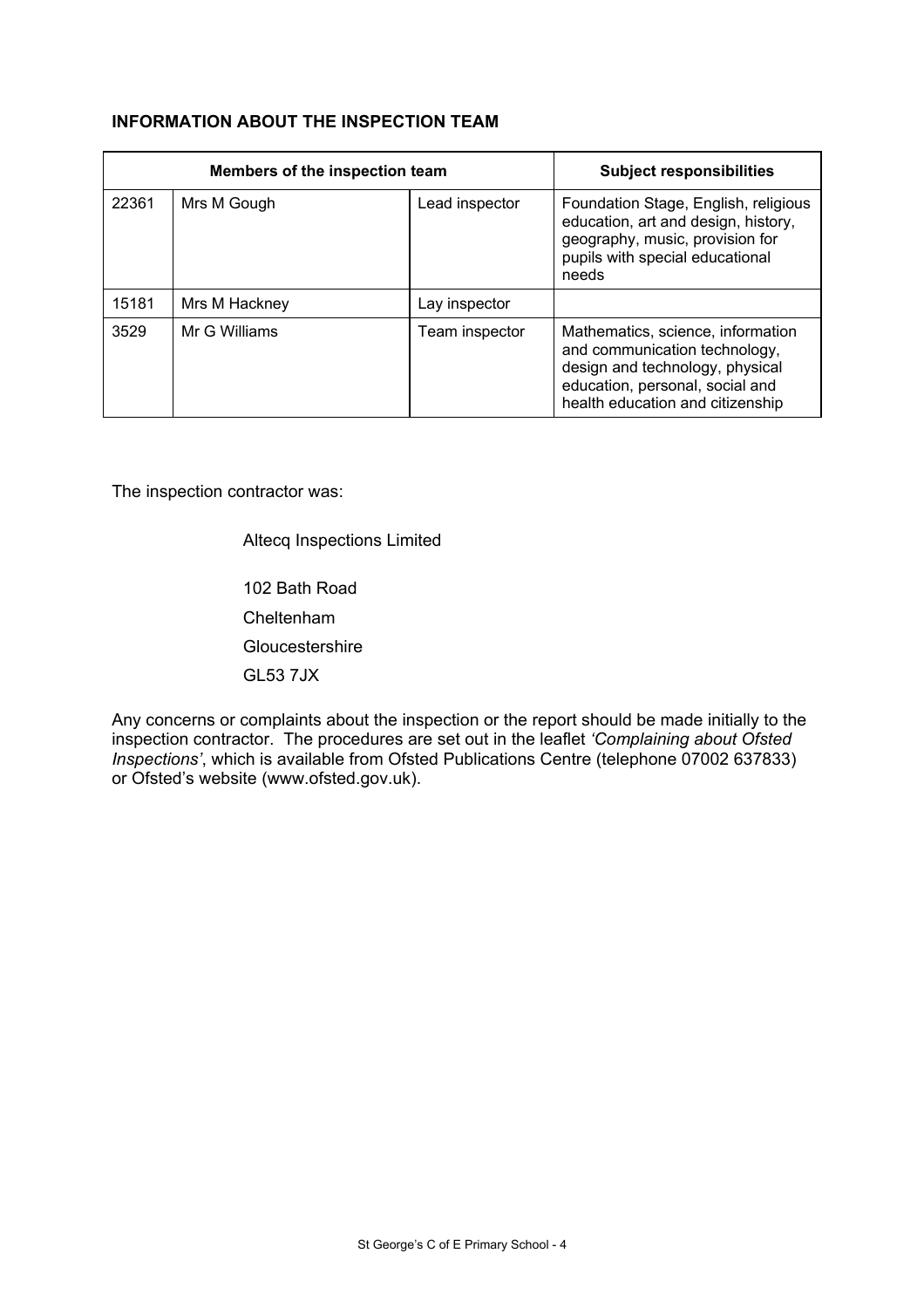**INFORMATION ABOUT THE INSPECTION TEAM**

| Members of the inspection team | | | Subject responsibilities |
|---|---|---|---|
| 22361 | Mrs M Gough | Lead inspector | Foundation Stage, English, religious education, art and design, history, geography, music, provision for pupils with special educational needs |
| 15181 | Mrs M Hackney | Lay inspector | |
| 3529 | Mr G Williams | Team inspector | Mathematics, science, information and communication technology, design and technology, physical education, personal, social and health education and citizenship |

The inspection contractor was:

Altecq Inspections Limited

102 Bath Road
Cheltenham
Gloucestershire
GL53 7JX

Any concerns or complaints about the inspection or the report should be made initially to the inspection contractor. The procedures are set out in the leaflet *'Complaining about Ofsted Inspections'*, which is available from Ofsted Publications Centre (telephone 07002 637833) or Ofsted's website (www.ofsted.gov.uk).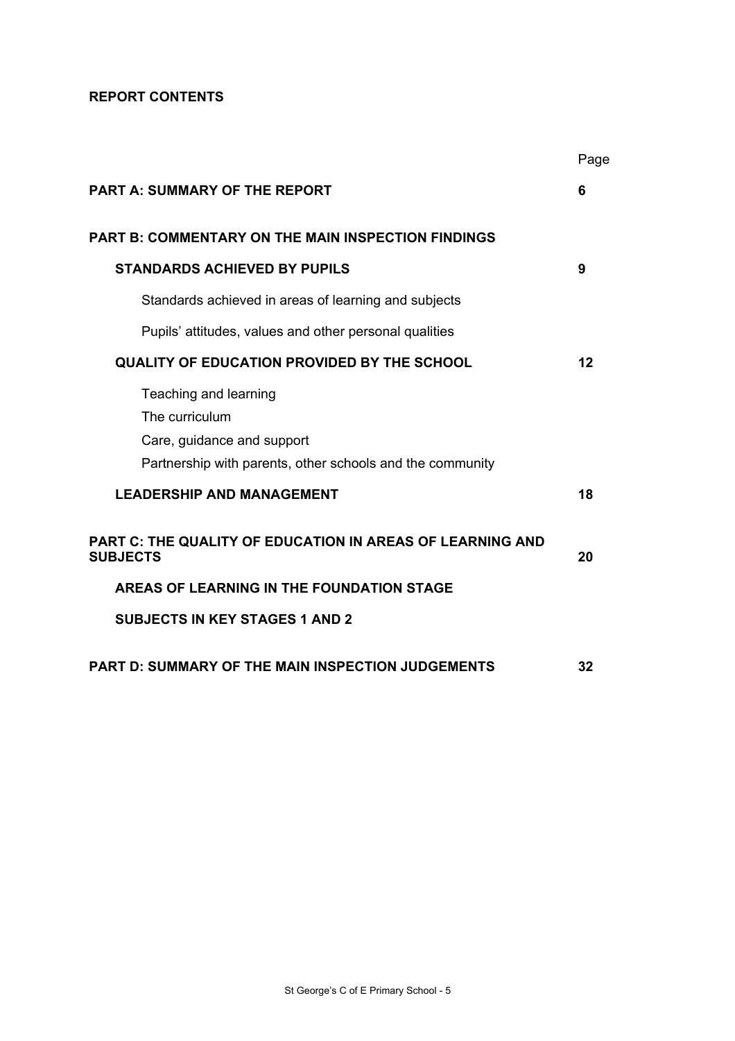**REPORT CONTENTS**

| | Page |
|---|---|
| **PART A: SUMMARY OF THE REPORT** | **6** |
| **PART B: COMMENTARY ON THE MAIN INSPECTION FINDINGS** | |
| **STANDARDS ACHIEVED BY PUPILS** | **9** |
| Standards achieved in areas of learning and subjects | |
| Pupils' attitudes, values and other personal qualities | |
| **QUALITY OF EDUCATION PROVIDED BY THE SCHOOL** | **12** |
| Teaching and learning | |
| The curriculum | |
| Care, guidance and support | |
| Partnership with parents, other schools and the community | |
| **LEADERSHIP AND MANAGEMENT** | **18** |
| **PART C: THE QUALITY OF EDUCATION IN AREAS OF LEARNING AND SUBJECTS** | **20** |
| **AREAS OF LEARNING IN THE FOUNDATION STAGE** | |
| **SUBJECTS IN KEY STAGES 1 AND 2** | |
| **PART D: SUMMARY OF THE MAIN INSPECTION JUDGEMENTS** | **32** |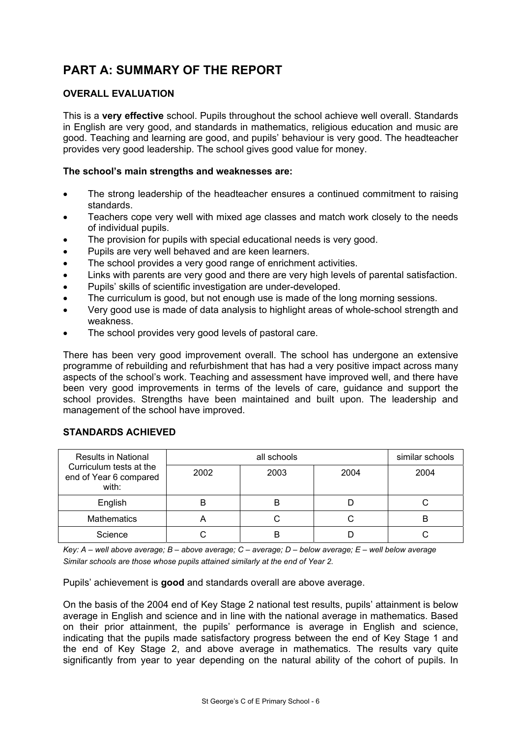# PART A: SUMMARY OF THE REPORT

### OVERALL EVALUATION

This is a **very effective** school. Pupils throughout the school achieve well overall. Standards in English are very good, and standards in mathematics, religious education and music are good. Teaching and learning are good, and pupils' behaviour is very good. The headteacher provides very good leadership. The school gives good value for money.

**The school's main strengths and weaknesses are:**

- The strong leadership of the headteacher ensures a continued commitment to raising standards.
- Teachers cope very well with mixed age classes and match work closely to the needs of individual pupils.
- The provision for pupils with special educational needs is very good.
- Pupils are very well behaved and are keen learners.
- The school provides a very good range of enrichment activities.
- Links with parents are very good and there are very high levels of parental satisfaction.
- Pupils' skills of scientific investigation are under-developed.
- The curriculum is good, but not enough use is made of the long morning sessions.
- Very good use is made of data analysis to highlight areas of whole-school strength and weakness.
- The school provides very good levels of pastoral care.

There has been very good improvement overall. The school has undergone an extensive programme of rebuilding and refurbishment that has had a very positive impact across many aspects of the school's work. Teaching and assessment have improved well, and there have been very good improvements in terms of the levels of care, guidance and support the school provides. Strengths have been maintained and built upon. The leadership and management of the school have improved.

### STANDARDS ACHIEVED

| Results in National Curriculum tests at the end of Year 6 compared with: | all schools | | | similar schools |
|---|---|---|---|---|
| | 2002 | 2003 | 2004 | 2004 |
| English | B | B | D | C |
| Mathematics | A | C | C | B |
| Science | C | B | D | C |

*Key: A – well above average; B – above average; C – average; D – below average; E – well below average*
*Similar schools are those whose pupils attained similarly at the end of Year 2.*

Pupils' achievement is **good** and standards overall are above average.

On the basis of the 2004 end of Key Stage 2 national test results, pupils' attainment is below average in English and science and in line with the national average in mathematics. Based on their prior attainment, the pupils' performance is average in English and science, indicating that the pupils made satisfactory progress between the end of Key Stage 1 and the end of Key Stage 2, and above average in mathematics. The results vary quite significantly from year to year depending on the natural ability of the cohort of pupils. In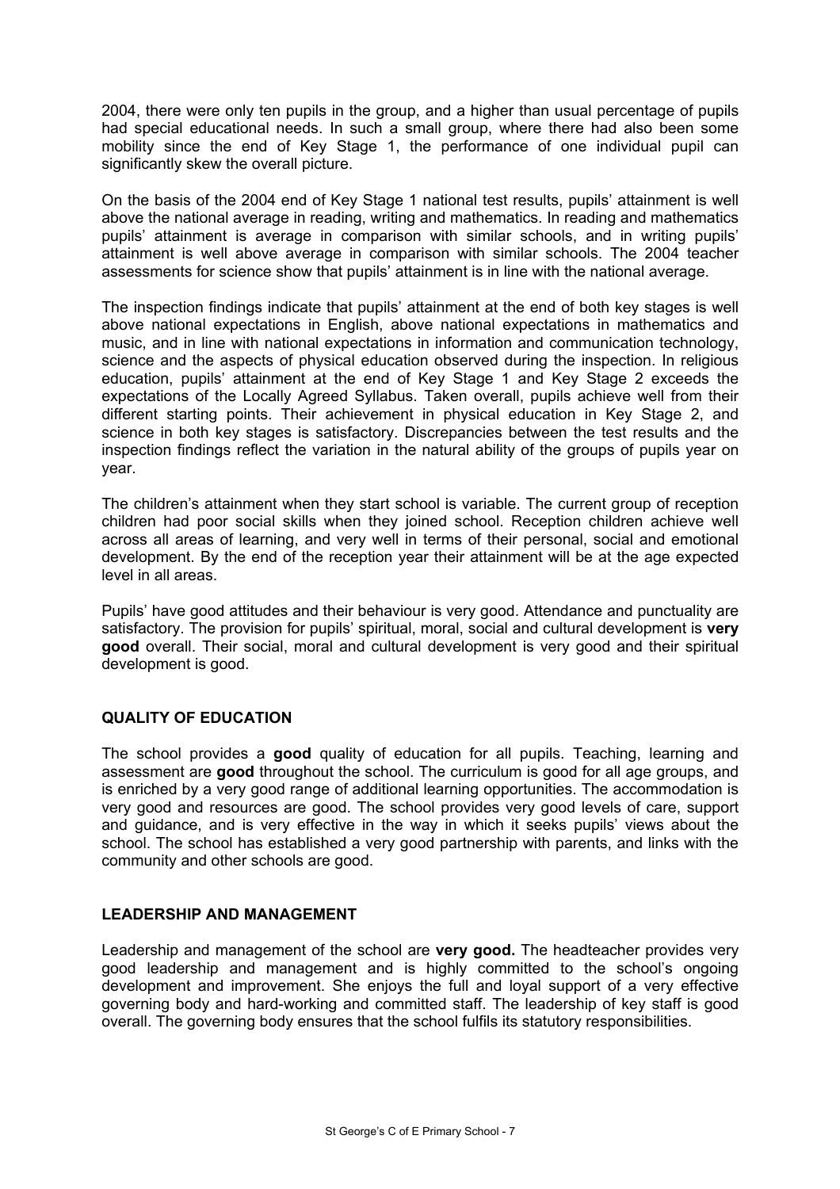2004, there were only ten pupils in the group, and a higher than usual percentage of pupils had special educational needs. In such a small group, where there had also been some mobility since the end of Key Stage 1, the performance of one individual pupil can significantly skew the overall picture.

On the basis of the 2004 end of Key Stage 1 national test results, pupils' attainment is well above the national average in reading, writing and mathematics. In reading and mathematics pupils' attainment is average in comparison with similar schools, and in writing pupils' attainment is well above average in comparison with similar schools. The 2004 teacher assessments for science show that pupils' attainment is in line with the national average.

The inspection findings indicate that pupils' attainment at the end of both key stages is well above national expectations in English, above national expectations in mathematics and music, and in line with national expectations in information and communication technology, science and the aspects of physical education observed during the inspection. In religious education, pupils' attainment at the end of Key Stage 1 and Key Stage 2 exceeds the expectations of the Locally Agreed Syllabus. Taken overall, pupils achieve well from their different starting points. Their achievement in physical education in Key Stage 2, and science in both key stages is satisfactory. Discrepancies between the test results and the inspection findings reflect the variation in the natural ability of the groups of pupils year on year.

The children's attainment when they start school is variable. The current group of reception children had poor social skills when they joined school. Reception children achieve well across all areas of learning, and very well in terms of their personal, social and emotional development. By the end of the reception year their attainment will be at the age expected level in all areas.

Pupils' have good attitudes and their behaviour is very good. Attendance and punctuality are satisfactory. The provision for pupils' spiritual, moral, social and cultural development is **very good** overall. Their social, moral and cultural development is very good and their spiritual development is good.

## QUALITY OF EDUCATION

The school provides a **good** quality of education for all pupils. Teaching, learning and assessment are **good** throughout the school. The curriculum is good for all age groups, and is enriched by a very good range of additional learning opportunities. The accommodation is very good and resources are good. The school provides very good levels of care, support and guidance, and is very effective in the way in which it seeks pupils' views about the school. The school has established a very good partnership with parents, and links with the community and other schools are good.

## LEADERSHIP AND MANAGEMENT

Leadership and management of the school are **very good.** The headteacher provides very good leadership and management and is highly committed to the school's ongoing development and improvement. She enjoys the full and loyal support of a very effective governing body and hard-working and committed staff. The leadership of key staff is good overall. The governing body ensures that the school fulfils its statutory responsibilities.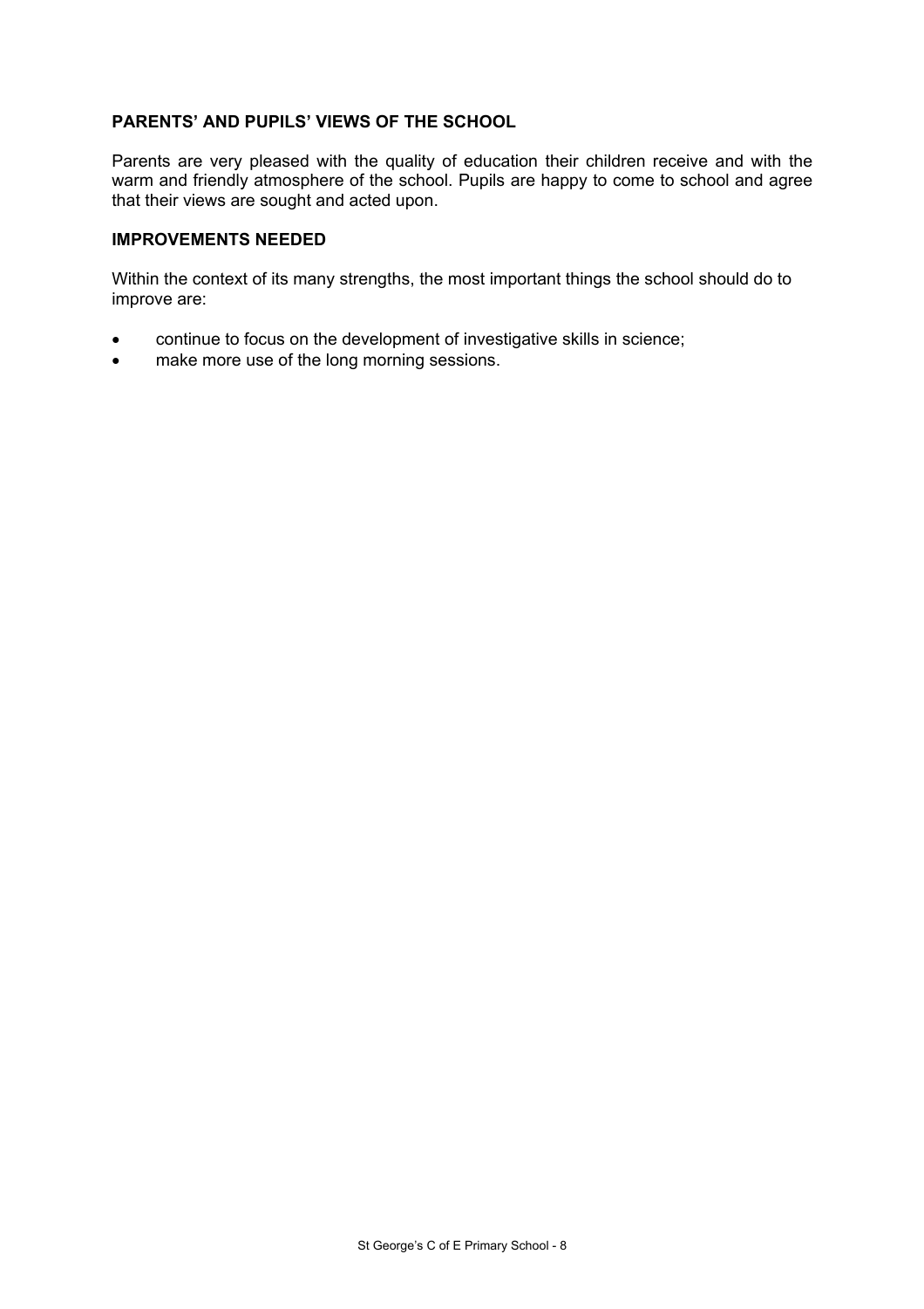**PARENTS' AND PUPILS' VIEWS OF THE SCHOOL**

Parents are very pleased with the quality of education their children receive and with the warm and friendly atmosphere of the school. Pupils are happy to come to school and agree that their views are sought and acted upon.

**IMPROVEMENTS NEEDED**

Within the context of its many strengths, the most important things the school should do to improve are:

- continue to focus on the development of investigative skills in science;
- make more use of the long morning sessions.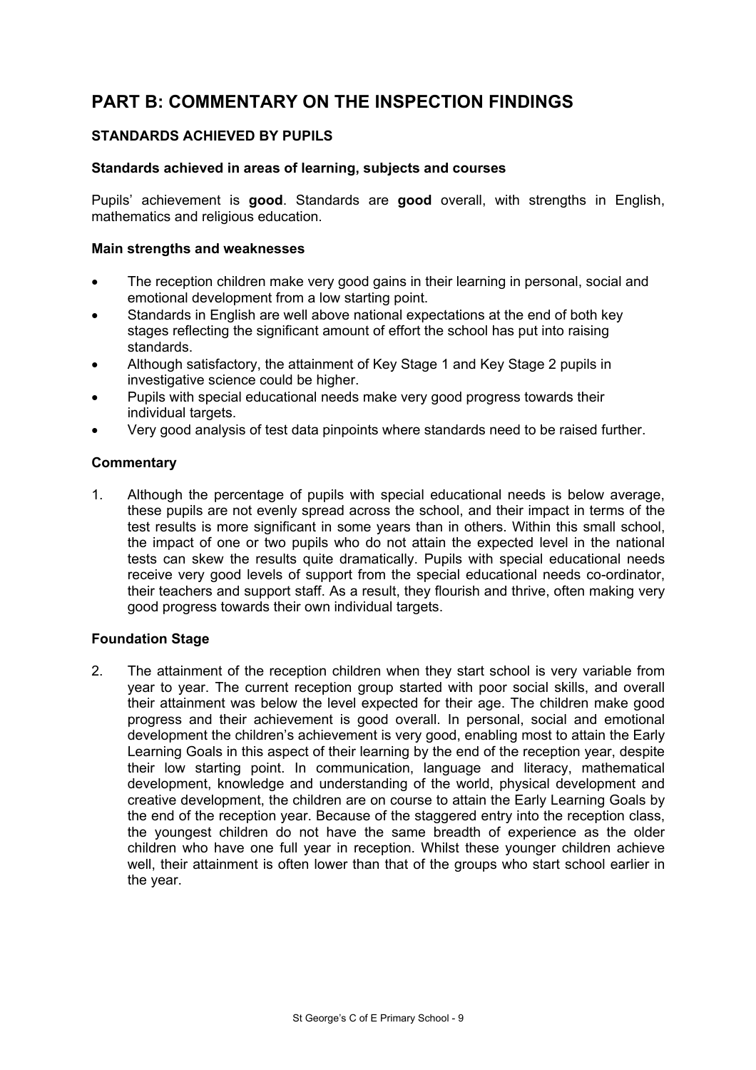# PART B: COMMENTARY ON THE INSPECTION FINDINGS

## STANDARDS ACHIEVED BY PUPILS

### Standards achieved in areas of learning, subjects and courses

Pupils' achievement is **good**. Standards are **good** overall, with strengths in English, mathematics and religious education.

### Main strengths and weaknesses

- The reception children make very good gains in their learning in personal, social and emotional development from a low starting point.
- Standards in English are well above national expectations at the end of both key stages reflecting the significant amount of effort the school has put into raising standards.
- Although satisfactory, the attainment of Key Stage 1 and Key Stage 2 pupils in investigative science could be higher.
- Pupils with special educational needs make very good progress towards their individual targets.
- Very good analysis of test data pinpoints where standards need to be raised further.

### Commentary

1. Although the percentage of pupils with special educational needs is below average, these pupils are not evenly spread across the school, and their impact in terms of the test results is more significant in some years than in others. Within this small school, the impact of one or two pupils who do not attain the expected level in the national tests can skew the results quite dramatically. Pupils with special educational needs receive very good levels of support from the special educational needs co-ordinator, their teachers and support staff. As a result, they flourish and thrive, often making very good progress towards their own individual targets.

### Foundation Stage

2. The attainment of the reception children when they start school is very variable from year to year. The current reception group started with poor social skills, and overall their attainment was below the level expected for their age. The children make good progress and their achievement is good overall. In personal, social and emotional development the children's achievement is very good, enabling most to attain the Early Learning Goals in this aspect of their learning by the end of the reception year, despite their low starting point. In communication, language and literacy, mathematical development, knowledge and understanding of the world, physical development and creative development, the children are on course to attain the Early Learning Goals by the end of the reception year. Because of the staggered entry into the reception class, the youngest children do not have the same breadth of experience as the older children who have one full year in reception. Whilst these younger children achieve well, their attainment is often lower than that of the groups who start school earlier in the year.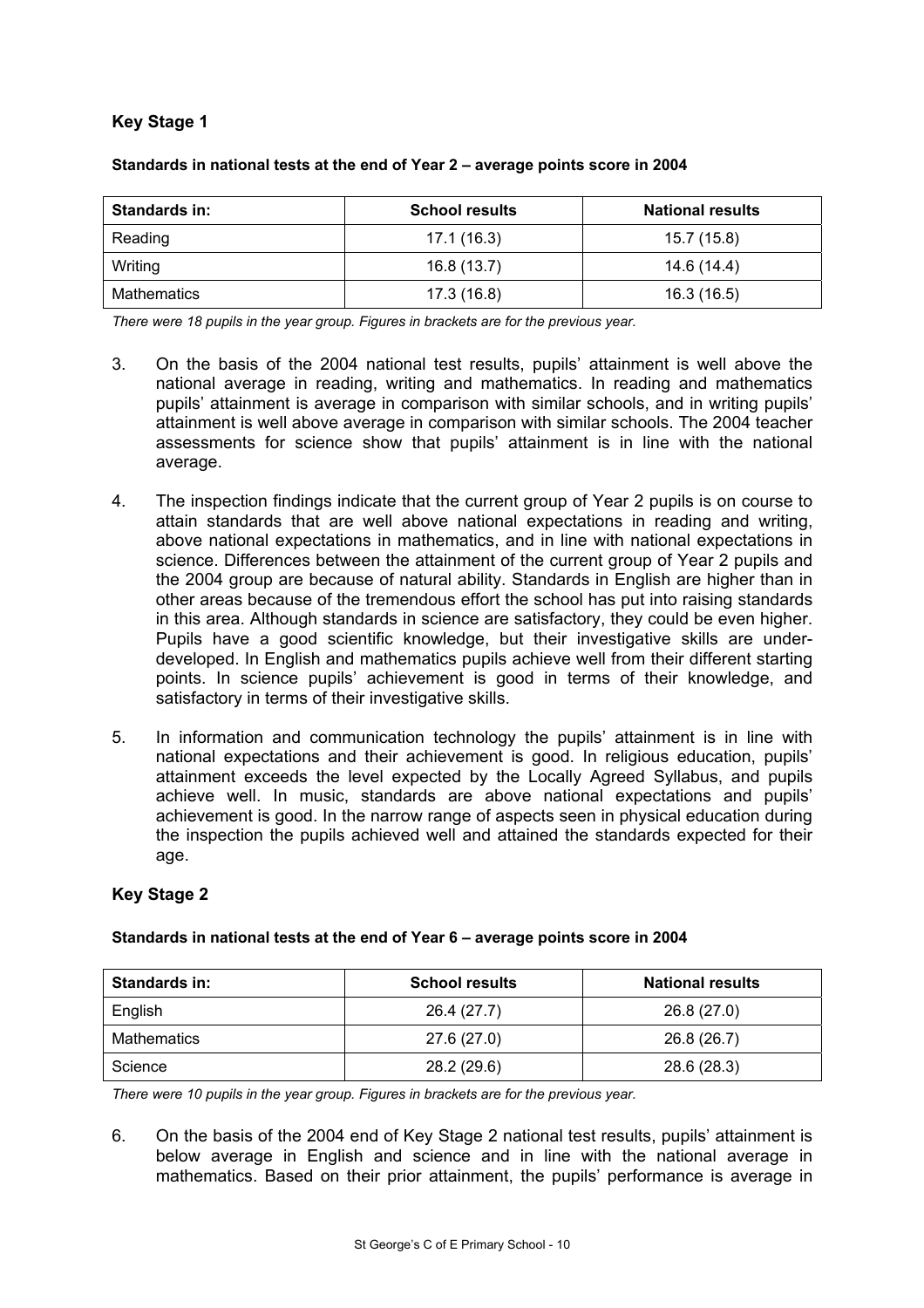### Key Stage 1

**Standards in national tests at the end of Year 2 – average points score in 2004**

| Standards in: | School results | National results |
|---|---|---|
| Reading | 17.1 (16.3) | 15.7 (15.8) |
| Writing | 16.8 (13.7) | 14.6 (14.4) |
| Mathematics | 17.3 (16.8) | 16.3 (16.5) |

*There were 18 pupils in the year group. Figures in brackets are for the previous year.*

3. On the basis of the 2004 national test results, pupils' attainment is well above the national average in reading, writing and mathematics. In reading and mathematics pupils' attainment is average in comparison with similar schools, and in writing pupils' attainment is well above average in comparison with similar schools. The 2004 teacher assessments for science show that pupils' attainment is in line with the national average.

4. The inspection findings indicate that the current group of Year 2 pupils is on course to attain standards that are well above national expectations in reading and writing, above national expectations in mathematics, and in line with national expectations in science. Differences between the attainment of the current group of Year 2 pupils and the 2004 group are because of natural ability. Standards in English are higher than in other areas because of the tremendous effort the school has put into raising standards in this area. Although standards in science are satisfactory, they could be even higher. Pupils have a good scientific knowledge, but their investigative skills are under-developed. In English and mathematics pupils achieve well from their different starting points. In science pupils' achievement is good in terms of their knowledge, and satisfactory in terms of their investigative skills.

5. In information and communication technology the pupils' attainment is in line with national expectations and their achievement is good. In religious education, pupils' attainment exceeds the level expected by the Locally Agreed Syllabus, and pupils achieve well. In music, standards are above national expectations and pupils' achievement is good. In the narrow range of aspects seen in physical education during the inspection the pupils achieved well and attained the standards expected for their age.

### Key Stage 2

**Standards in national tests at the end of Year 6 – average points score in 2004**

| Standards in: | School results | National results |
|---|---|---|
| English | 26.4 (27.7) | 26.8 (27.0) |
| Mathematics | 27.6 (27.0) | 26.8 (26.7) |
| Science | 28.2 (29.6) | 28.6 (28.3) |

*There were 10 pupils in the year group. Figures in brackets are for the previous year.*

6. On the basis of the 2004 end of Key Stage 2 national test results, pupils' attainment is below average in English and science and in line with the national average in mathematics. Based on their prior attainment, the pupils' performance is average in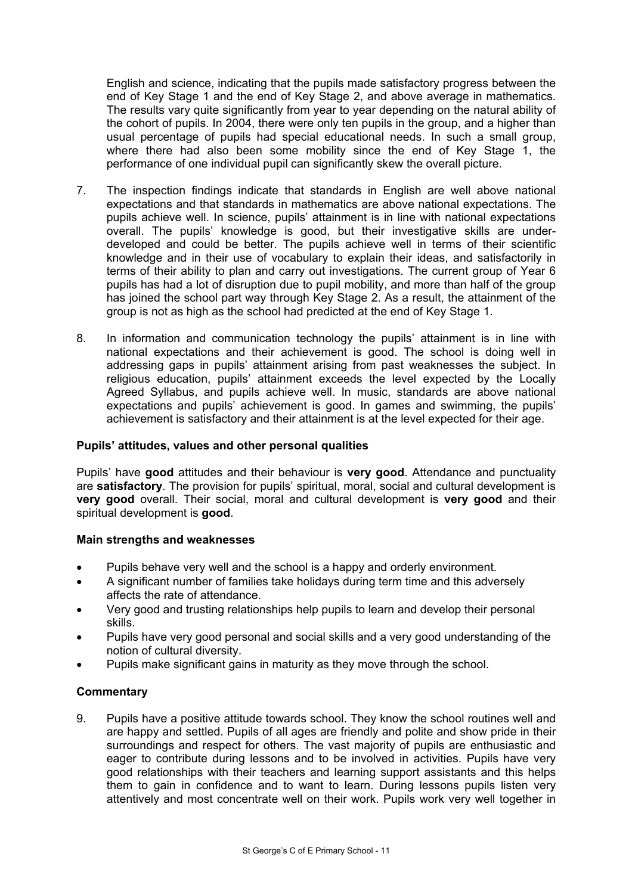English and science, indicating that the pupils made satisfactory progress between the end of Key Stage 1 and the end of Key Stage 2, and above average in mathematics. The results vary quite significantly from year to year depending on the natural ability of the cohort of pupils. In 2004, there were only ten pupils in the group, and a higher than usual percentage of pupils had special educational needs. In such a small group, where there had also been some mobility since the end of Key Stage 1, the performance of one individual pupil can significantly skew the overall picture.

7. The inspection findings indicate that standards in English are well above national expectations and that standards in mathematics are above national expectations. The pupils achieve well. In science, pupils' attainment is in line with national expectations overall. The pupils' knowledge is good, but their investigative skills are under-developed and could be better. The pupils achieve well in terms of their scientific knowledge and in their use of vocabulary to explain their ideas, and satisfactorily in terms of their ability to plan and carry out investigations. The current group of Year 6 pupils has had a lot of disruption due to pupil mobility, and more than half of the group has joined the school part way through Key Stage 2. As a result, the attainment of the group is not as high as the school had predicted at the end of Key Stage 1.

8. In information and communication technology the pupils' attainment is in line with national expectations and their achievement is good. The school is doing well in addressing gaps in pupils' attainment arising from past weaknesses the subject. In religious education, pupils' attainment exceeds the level expected by the Locally Agreed Syllabus, and pupils achieve well. In music, standards are above national expectations and pupils' achievement is good. In games and swimming, the pupils' achievement is satisfactory and their attainment is at the level expected for their age.

### Pupils' attitudes, values and other personal qualities

Pupils' have **good** attitudes and their behaviour is **very good**. Attendance and punctuality are **satisfactory**. The provision for pupils' spiritual, moral, social and cultural development is **very good** overall. Their social, moral and cultural development is **very good** and their spiritual development is **good**.

### Main strengths and weaknesses

- Pupils behave very well and the school is a happy and orderly environment.
- A significant number of families take holidays during term time and this adversely affects the rate of attendance.
- Very good and trusting relationships help pupils to learn and develop their personal skills.
- Pupils have very good personal and social skills and a very good understanding of the notion of cultural diversity.
- Pupils make significant gains in maturity as they move through the school.

### Commentary

9. Pupils have a positive attitude towards school. They know the school routines well and are happy and settled. Pupils of all ages are friendly and polite and show pride in their surroundings and respect for others. The vast majority of pupils are enthusiastic and eager to contribute during lessons and to be involved in activities. Pupils have very good relationships with their teachers and learning support assistants and this helps them to gain in confidence and to want to learn. During lessons pupils listen very attentively and most concentrate well on their work. Pupils work very well together in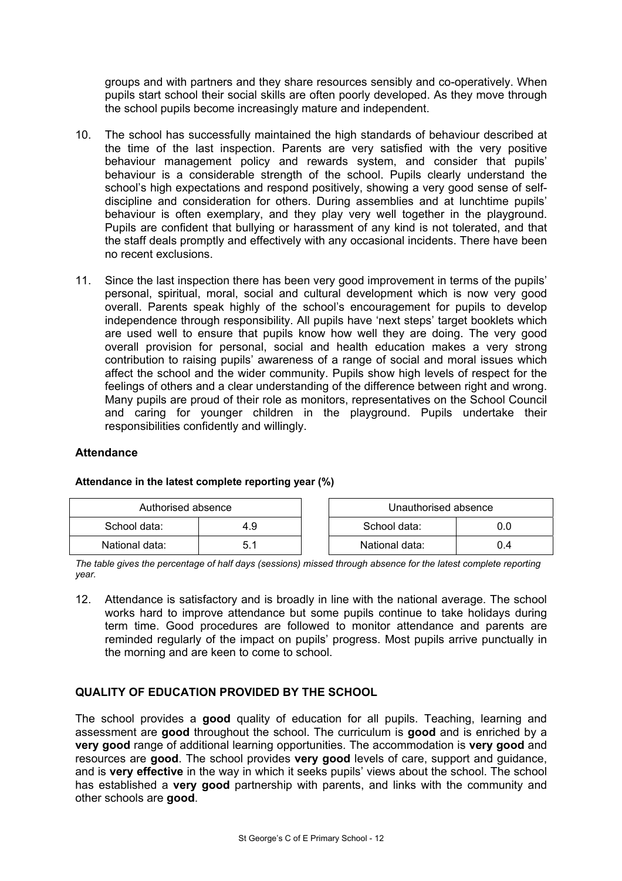groups and with partners and they share resources sensibly and co-operatively. When pupils start school their social skills are often poorly developed. As they move through the school pupils become increasingly mature and independent.

10. The school has successfully maintained the high standards of behaviour described at the time of the last inspection. Parents are very satisfied with the very positive behaviour management policy and rewards system, and consider that pupils' behaviour is a considerable strength of the school. Pupils clearly understand the school's high expectations and respond positively, showing a very good sense of self-discipline and consideration for others. During assemblies and at lunchtime pupils' behaviour is often exemplary, and they play very well together in the playground. Pupils are confident that bullying or harassment of any kind is not tolerated, and that the staff deals promptly and effectively with any occasional incidents. There have been no recent exclusions.

11. Since the last inspection there has been very good improvement in terms of the pupils' personal, spiritual, moral, social and cultural development which is now very good overall. Parents speak highly of the school's encouragement for pupils to develop independence through responsibility. All pupils have 'next steps' target booklets which are used well to ensure that pupils know how well they are doing. The very good overall provision for personal, social and health education makes a very strong contribution to raising pupils' awareness of a range of social and moral issues which affect the school and the wider community. Pupils show high levels of respect for the feelings of others and a clear understanding of the difference between right and wrong. Many pupils are proud of their role as monitors, representatives on the School Council and caring for younger children in the playground. Pupils undertake their responsibilities confidently and willingly.

### Attendance

**Attendance in the latest complete reporting year (%)**

| Authorised absence | |
|---|---|
| School data: | 4.9 |
| National data: | 5.1 |

| Unauthorised absence | |
|---|---|
| School data: | 0.0 |
| National data: | 0.4 |

*The table gives the percentage of half days (sessions) missed through absence for the latest complete reporting year.*

12. Attendance is satisfactory and is broadly in line with the national average. The school works hard to improve attendance but some pupils continue to take holidays during term time. Good procedures are followed to monitor attendance and parents are reminded regularly of the impact on pupils' progress. Most pupils arrive punctually in the morning and are keen to come to school.

## QUALITY OF EDUCATION PROVIDED BY THE SCHOOL

The school provides a **good** quality of education for all pupils. Teaching, learning and assessment are **good** throughout the school. The curriculum is **good** and is enriched by a **very good** range of additional learning opportunities. The accommodation is **very good** and resources are **good**. The school provides **very good** levels of care, support and guidance, and is **very effective** in the way in which it seeks pupils' views about the school. The school has established a **very good** partnership with parents, and links with the community and other schools are **good**.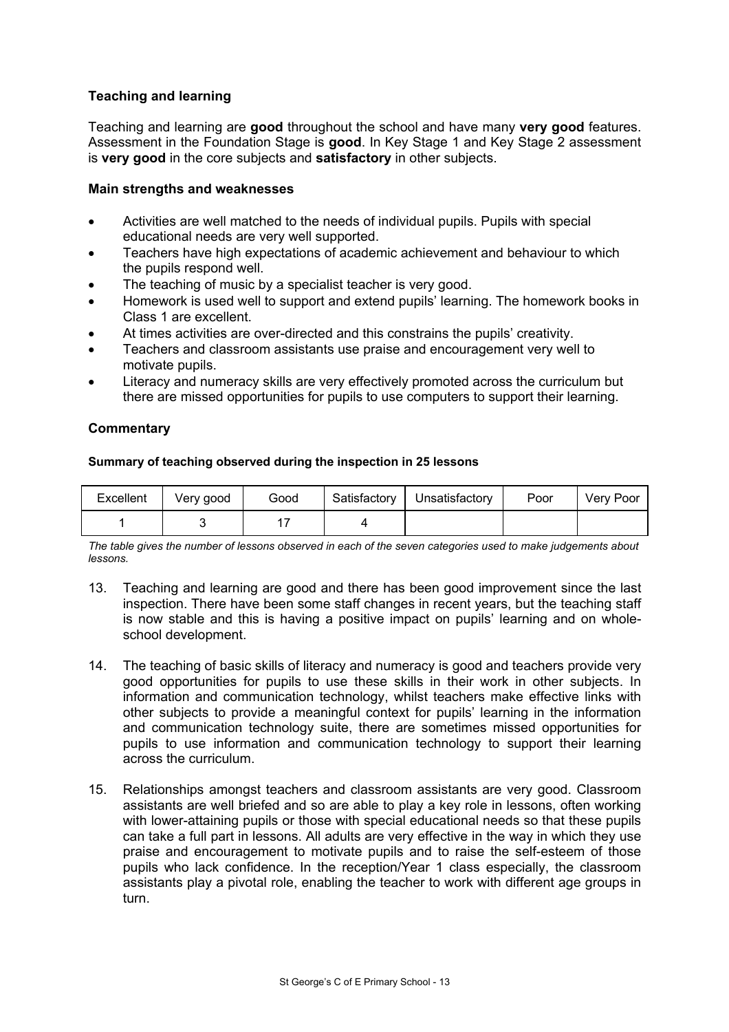### Teaching and learning

Teaching and learning are **good** throughout the school and have many **very good** features. Assessment in the Foundation Stage is **good**. In Key Stage 1 and Key Stage 2 assessment is **very good** in the core subjects and **satisfactory** in other subjects.

#### Main strengths and weaknesses

- Activities are well matched to the needs of individual pupils. Pupils with special educational needs are very well supported.
- Teachers have high expectations of academic achievement and behaviour to which the pupils respond well.
- The teaching of music by a specialist teacher is very good.
- Homework is used well to support and extend pupils' learning. The homework books in Class 1 are excellent.
- At times activities are over-directed and this constrains the pupils' creativity.
- Teachers and classroom assistants use praise and encouragement very well to motivate pupils.
- Literacy and numeracy skills are very effectively promoted across the curriculum but there are missed opportunities for pupils to use computers to support their learning.

#### Commentary

**Summary of teaching observed during the inspection in 25 lessons**

| Excellent | Very good | Good | Satisfactory | Unsatisfactory | Poor | Very Poor |
|---|---|---|---|---|---|---|
| 1 | 3 | 17 | 4 | | | |

*The table gives the number of lessons observed in each of the seven categories used to make judgements about lessons.*

13. Teaching and learning are good and there has been good improvement since the last inspection. There have been some staff changes in recent years, but the teaching staff is now stable and this is having a positive impact on pupils' learning and on whole-school development.

14. The teaching of basic skills of literacy and numeracy is good and teachers provide very good opportunities for pupils to use these skills in their work in other subjects. In information and communication technology, whilst teachers make effective links with other subjects to provide a meaningful context for pupils' learning in the information and communication technology suite, there are sometimes missed opportunities for pupils to use information and communication technology to support their learning across the curriculum.

15. Relationships amongst teachers and classroom assistants are very good. Classroom assistants are well briefed and so are able to play a key role in lessons, often working with lower-attaining pupils or those with special educational needs so that these pupils can take a full part in lessons. All adults are very effective in the way in which they use praise and encouragement to motivate pupils and to raise the self-esteem of those pupils who lack confidence. In the reception/Year 1 class especially, the classroom assistants play a pivotal role, enabling the teacher to work with different age groups in turn.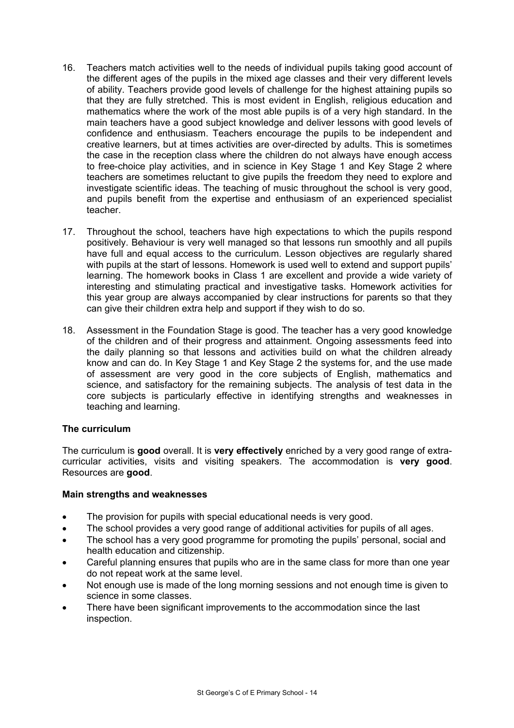16. Teachers match activities well to the needs of individual pupils taking good account of the different ages of the pupils in the mixed age classes and their very different levels of ability. Teachers provide good levels of challenge for the highest attaining pupils so that they are fully stretched. This is most evident in English, religious education and mathematics where the work of the most able pupils is of a very high standard. In the main teachers have a good subject knowledge and deliver lessons with good levels of confidence and enthusiasm. Teachers encourage the pupils to be independent and creative learners, but at times activities are over-directed by adults. This is sometimes the case in the reception class where the children do not always have enough access to free-choice play activities, and in science in Key Stage 1 and Key Stage 2 where teachers are sometimes reluctant to give pupils the freedom they need to explore and investigate scientific ideas. The teaching of music throughout the school is very good, and pupils benefit from the expertise and enthusiasm of an experienced specialist teacher.

17. Throughout the school, teachers have high expectations to which the pupils respond positively. Behaviour is very well managed so that lessons run smoothly and all pupils have full and equal access to the curriculum. Lesson objectives are regularly shared with pupils at the start of lessons. Homework is used well to extend and support pupils' learning. The homework books in Class 1 are excellent and provide a wide variety of interesting and stimulating practical and investigative tasks. Homework activities for this year group are always accompanied by clear instructions for parents so that they can give their children extra help and support if they wish to do so.

18. Assessment in the Foundation Stage is good. The teacher has a very good knowledge of the children and of their progress and attainment. Ongoing assessments feed into the daily planning so that lessons and activities build on what the children already know and can do. In Key Stage 1 and Key Stage 2 the systems for, and the use made of assessment are very good in the core subjects of English, mathematics and science, and satisfactory for the remaining subjects. The analysis of test data in the core subjects is particularly effective in identifying strengths and weaknesses in teaching and learning.

### The curriculum

The curriculum is **good** overall. It is **very effectively** enriched by a very good range of extra-curricular activities, visits and visiting speakers. The accommodation is **very good**. Resources are **good**.

#### Main strengths and weaknesses

- The provision for pupils with special educational needs is very good.
- The school provides a very good range of additional activities for pupils of all ages.
- The school has a very good programme for promoting the pupils' personal, social and health education and citizenship.
- Careful planning ensures that pupils who are in the same class for more than one year do not repeat work at the same level.
- Not enough use is made of the long morning sessions and not enough time is given to science in some classes.
- There have been significant improvements to the accommodation since the last inspection.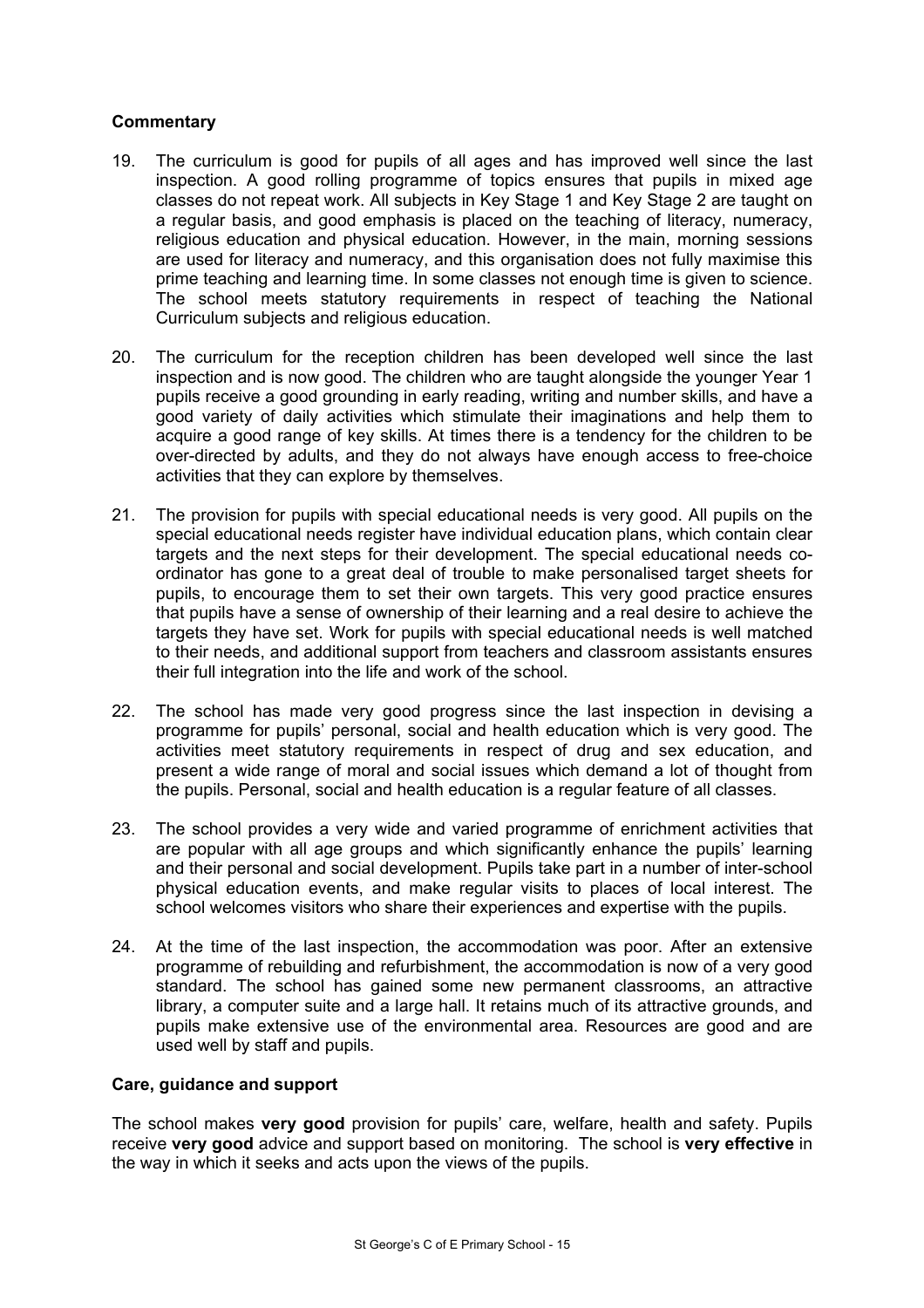### Commentary

19. The curriculum is good for pupils of all ages and has improved well since the last inspection. A good rolling programme of topics ensures that pupils in mixed age classes do not repeat work. All subjects in Key Stage 1 and Key Stage 2 are taught on a regular basis, and good emphasis is placed on the teaching of literacy, numeracy, religious education and physical education. However, in the main, morning sessions are used for literacy and numeracy, and this organisation does not fully maximise this prime teaching and learning time. In some classes not enough time is given to science. The school meets statutory requirements in respect of teaching the National Curriculum subjects and religious education.

20. The curriculum for the reception children has been developed well since the last inspection and is now good. The children who are taught alongside the younger Year 1 pupils receive a good grounding in early reading, writing and number skills, and have a good variety of daily activities which stimulate their imaginations and help them to acquire a good range of key skills. At times there is a tendency for the children to be over-directed by adults, and they do not always have enough access to free-choice activities that they can explore by themselves.

21. The provision for pupils with special educational needs is very good. All pupils on the special educational needs register have individual education plans, which contain clear targets and the next steps for their development. The special educational needs co-ordinator has gone to a great deal of trouble to make personalised target sheets for pupils, to encourage them to set their own targets. This very good practice ensures that pupils have a sense of ownership of their learning and a real desire to achieve the targets they have set. Work for pupils with special educational needs is well matched to their needs, and additional support from teachers and classroom assistants ensures their full integration into the life and work of the school.

22. The school has made very good progress since the last inspection in devising a programme for pupils' personal, social and health education which is very good. The activities meet statutory requirements in respect of drug and sex education, and present a wide range of moral and social issues which demand a lot of thought from the pupils. Personal, social and health education is a regular feature of all classes.

23. The school provides a very wide and varied programme of enrichment activities that are popular with all age groups and which significantly enhance the pupils' learning and their personal and social development. Pupils take part in a number of inter-school physical education events, and make regular visits to places of local interest. The school welcomes visitors who share their experiences and expertise with the pupils.

24. At the time of the last inspection, the accommodation was poor. After an extensive programme of rebuilding and refurbishment, the accommodation is now of a very good standard. The school has gained some new permanent classrooms, an attractive library, a computer suite and a large hall. It retains much of its attractive grounds, and pupils make extensive use of the environmental area. Resources are good and are used well by staff and pupils.

### Care, guidance and support

The school makes **very good** provision for pupils' care, welfare, health and safety. Pupils receive **very good** advice and support based on monitoring. The school is **very effective** in the way in which it seeks and acts upon the views of the pupils.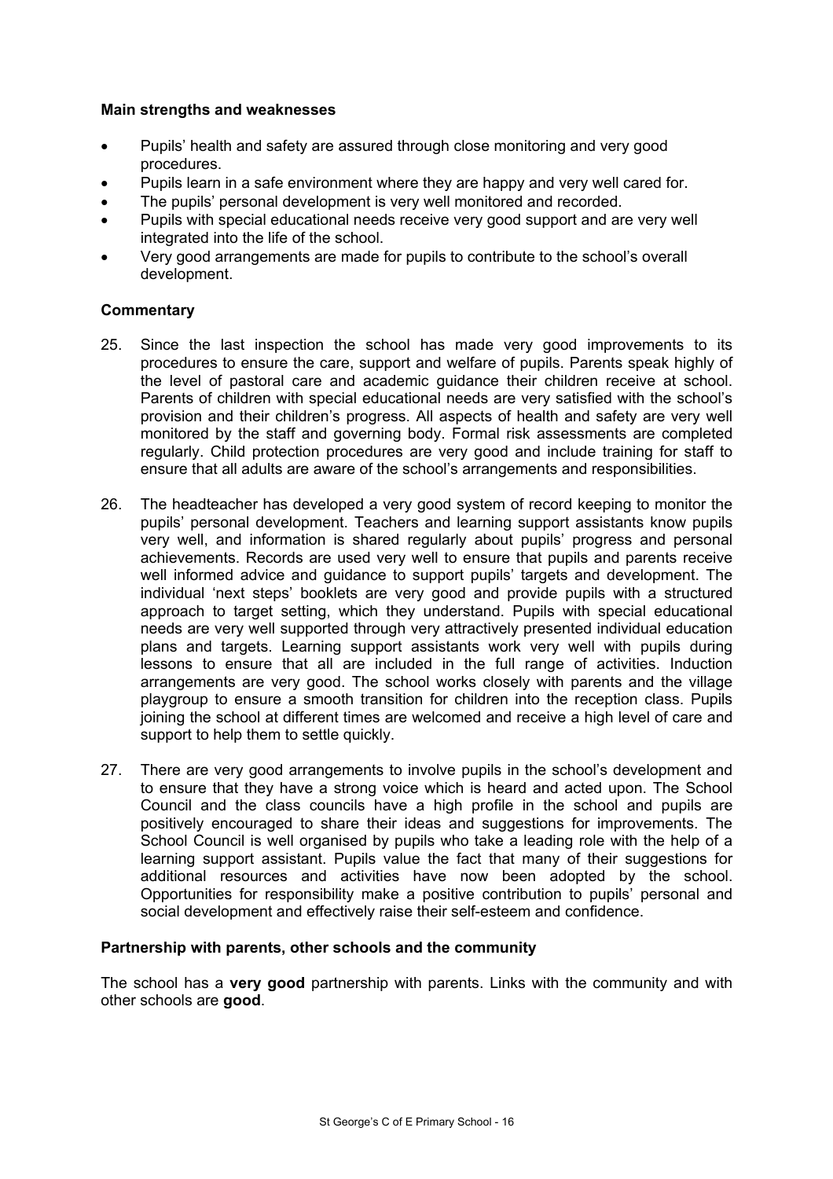**Main strengths and weaknesses**

- Pupils' health and safety are assured through close monitoring and very good procedures.
- Pupils learn in a safe environment where they are happy and very well cared for.
- The pupils' personal development is very well monitored and recorded.
- Pupils with special educational needs receive very good support and are very well integrated into the life of the school.
- Very good arrangements are made for pupils to contribute to the school's overall development.

**Commentary**

25. Since the last inspection the school has made very good improvements to its procedures to ensure the care, support and welfare of pupils. Parents speak highly of the level of pastoral care and academic guidance their children receive at school. Parents of children with special educational needs are very satisfied with the school's provision and their children's progress. All aspects of health and safety are very well monitored by the staff and governing body. Formal risk assessments are completed regularly. Child protection procedures are very good and include training for staff to ensure that all adults are aware of the school's arrangements and responsibilities.

26. The headteacher has developed a very good system of record keeping to monitor the pupils' personal development. Teachers and learning support assistants know pupils very well, and information is shared regularly about pupils' progress and personal achievements. Records are used very well to ensure that pupils and parents receive well informed advice and guidance to support pupils' targets and development. The individual 'next steps' booklets are very good and provide pupils with a structured approach to target setting, which they understand. Pupils with special educational needs are very well supported through very attractively presented individual education plans and targets. Learning support assistants work very well with pupils during lessons to ensure that all are included in the full range of activities. Induction arrangements are very good. The school works closely with parents and the village playgroup to ensure a smooth transition for children into the reception class. Pupils joining the school at different times are welcomed and receive a high level of care and support to help them to settle quickly.

27. There are very good arrangements to involve pupils in the school's development and to ensure that they have a strong voice which is heard and acted upon. The School Council and the class councils have a high profile in the school and pupils are positively encouraged to share their ideas and suggestions for improvements. The School Council is well organised by pupils who take a leading role with the help of a learning support assistant. Pupils value the fact that many of their suggestions for additional resources and activities have now been adopted by the school. Opportunities for responsibility make a positive contribution to pupils' personal and social development and effectively raise their self-esteem and confidence.

**Partnership with parents, other schools and the community**

The school has a **very good** partnership with parents. Links with the community and with other schools are **good**.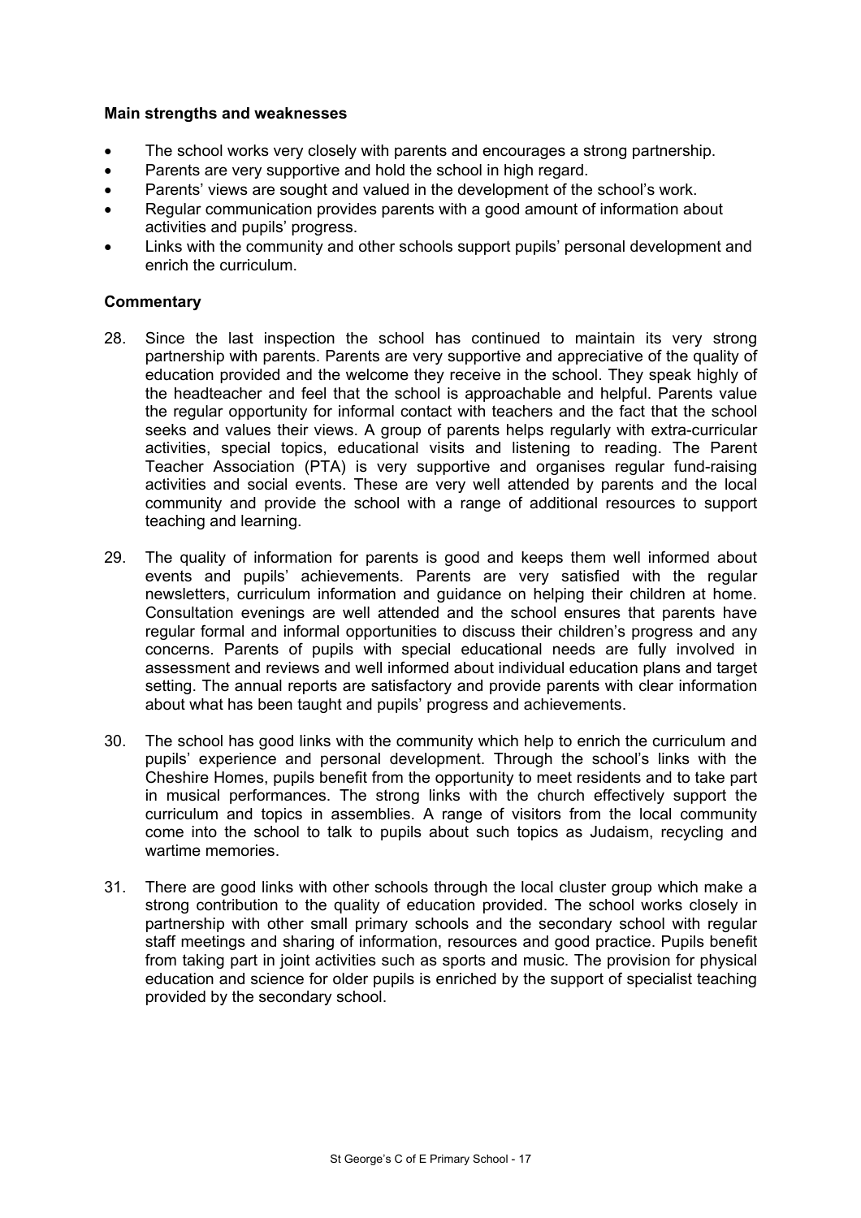**Main strengths and weaknesses**

- The school works very closely with parents and encourages a strong partnership.
- Parents are very supportive and hold the school in high regard.
- Parents' views are sought and valued in the development of the school's work.
- Regular communication provides parents with a good amount of information about activities and pupils' progress.
- Links with the community and other schools support pupils' personal development and enrich the curriculum.

**Commentary**

28. Since the last inspection the school has continued to maintain its very strong partnership with parents. Parents are very supportive and appreciative of the quality of education provided and the welcome they receive in the school. They speak highly of the headteacher and feel that the school is approachable and helpful. Parents value the regular opportunity for informal contact with teachers and the fact that the school seeks and values their views. A group of parents helps regularly with extra-curricular activities, special topics, educational visits and listening to reading. The Parent Teacher Association (PTA) is very supportive and organises regular fund-raising activities and social events. These are very well attended by parents and the local community and provide the school with a range of additional resources to support teaching and learning.

29. The quality of information for parents is good and keeps them well informed about events and pupils' achievements. Parents are very satisfied with the regular newsletters, curriculum information and guidance on helping their children at home. Consultation evenings are well attended and the school ensures that parents have regular formal and informal opportunities to discuss their children's progress and any concerns. Parents of pupils with special educational needs are fully involved in assessment and reviews and well informed about individual education plans and target setting. The annual reports are satisfactory and provide parents with clear information about what has been taught and pupils' progress and achievements.

30. The school has good links with the community which help to enrich the curriculum and pupils' experience and personal development. Through the school's links with the Cheshire Homes, pupils benefit from the opportunity to meet residents and to take part in musical performances. The strong links with the church effectively support the curriculum and topics in assemblies. A range of visitors from the local community come into the school to talk to pupils about such topics as Judaism, recycling and wartime memories.

31. There are good links with other schools through the local cluster group which make a strong contribution to the quality of education provided. The school works closely in partnership with other small primary schools and the secondary school with regular staff meetings and sharing of information, resources and good practice. Pupils benefit from taking part in joint activities such as sports and music. The provision for physical education and science for older pupils is enriched by the support of specialist teaching provided by the secondary school.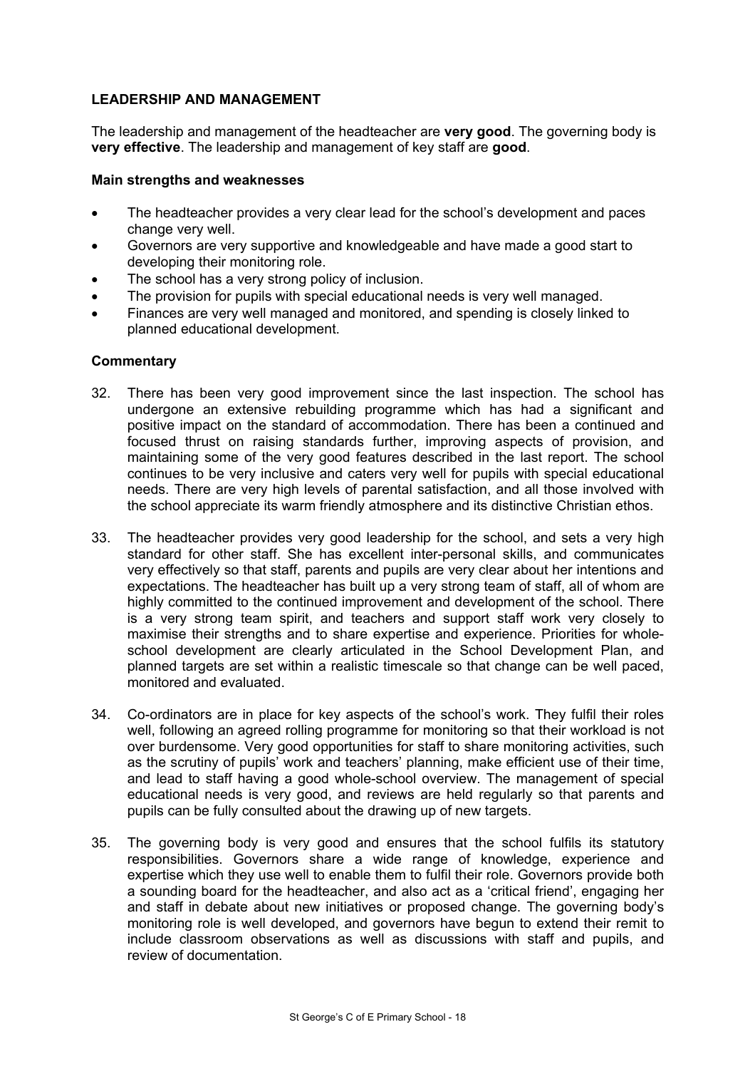## LEADERSHIP AND MANAGEMENT

The leadership and management of the headteacher are **very good**. The governing body is **very effective**. The leadership and management of key staff are **good**.

### Main strengths and weaknesses

- The headteacher provides a very clear lead for the school's development and paces change very well.
- Governors are very supportive and knowledgeable and have made a good start to developing their monitoring role.
- The school has a very strong policy of inclusion.
- The provision for pupils with special educational needs is very well managed.
- Finances are very well managed and monitored, and spending is closely linked to planned educational development.

### Commentary

32. There has been very good improvement since the last inspection. The school has undergone an extensive rebuilding programme which has had a significant and positive impact on the standard of accommodation. There has been a continued and focused thrust on raising standards further, improving aspects of provision, and maintaining some of the very good features described in the last report. The school continues to be very inclusive and caters very well for pupils with special educational needs. There are very high levels of parental satisfaction, and all those involved with the school appreciate its warm friendly atmosphere and its distinctive Christian ethos.

33. The headteacher provides very good leadership for the school, and sets a very high standard for other staff. She has excellent inter-personal skills, and communicates very effectively so that staff, parents and pupils are very clear about her intentions and expectations. The headteacher has built up a very strong team of staff, all of whom are highly committed to the continued improvement and development of the school. There is a very strong team spirit, and teachers and support staff work very closely to maximise their strengths and to share expertise and experience. Priorities for whole-school development are clearly articulated in the School Development Plan, and planned targets are set within a realistic timescale so that change can be well paced, monitored and evaluated.

34. Co-ordinators are in place for key aspects of the school's work. They fulfil their roles well, following an agreed rolling programme for monitoring so that their workload is not over burdensome. Very good opportunities for staff to share monitoring activities, such as the scrutiny of pupils' work and teachers' planning, make efficient use of their time, and lead to staff having a good whole-school overview. The management of special educational needs is very good, and reviews are held regularly so that parents and pupils can be fully consulted about the drawing up of new targets.

35. The governing body is very good and ensures that the school fulfils its statutory responsibilities. Governors share a wide range of knowledge, experience and expertise which they use well to enable them to fulfil their role. Governors provide both a sounding board for the headteacher, and also act as a 'critical friend', engaging her and staff in debate about new initiatives or proposed change. The governing body's monitoring role is well developed, and governors have begun to extend their remit to include classroom observations as well as discussions with staff and pupils, and review of documentation.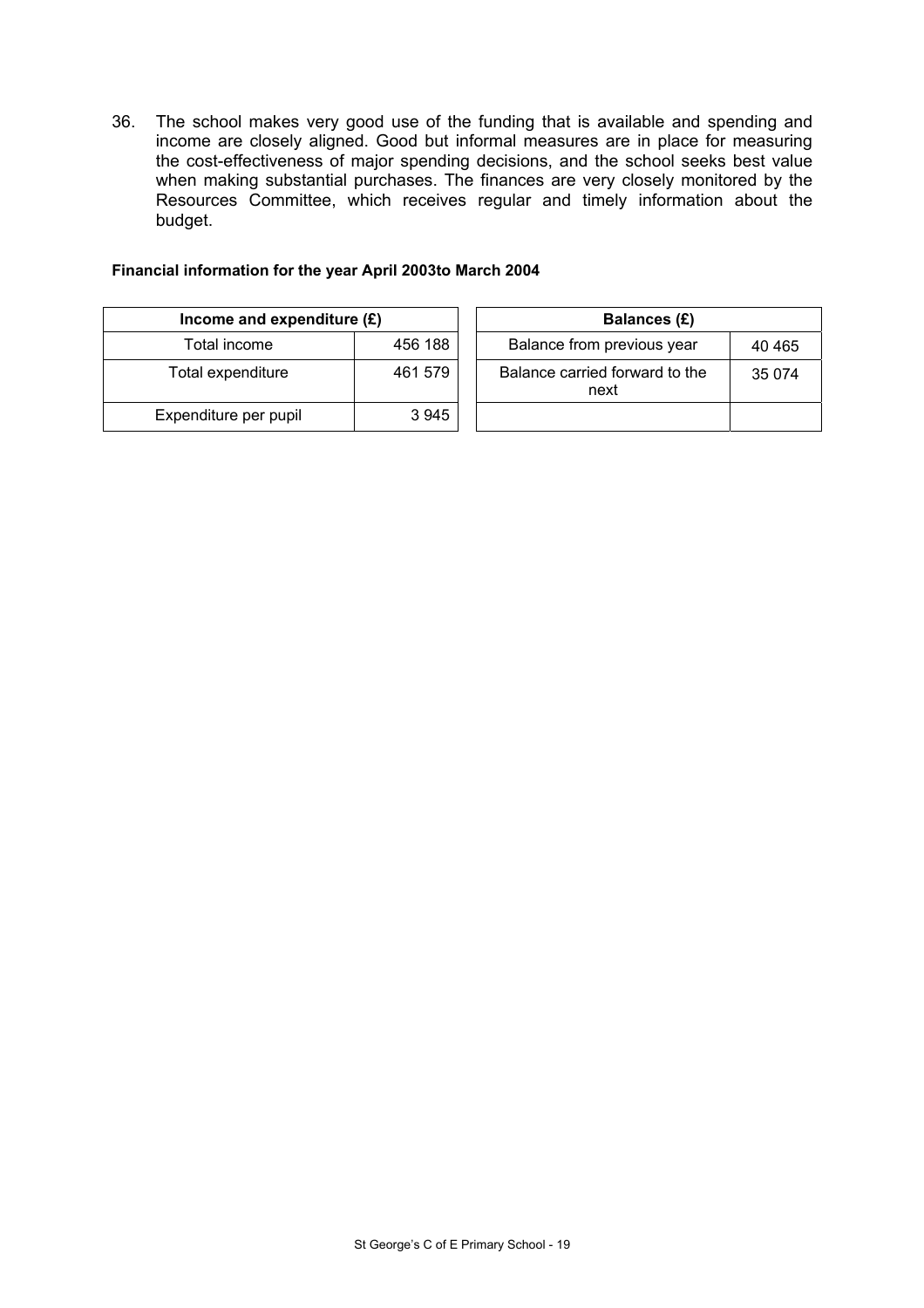36. The school makes very good use of the funding that is available and spending and income are closely aligned. Good but informal measures are in place for measuring the cost-effectiveness of major spending decisions, and the school seeks best value when making substantial purchases. The finances are very closely monitored by the Resources Committee, which receives regular and timely information about the budget.

**Financial information for the year April 2003to March 2004**

| Income and expenditure (£) | |
|---|---|
| Total income | 456 188 |
| Total expenditure | 461 579 |
| Expenditure per pupil | 3 945 |

| Balances (£) | |
|---|---|
| Balance from previous year | 40 465 |
| Balance carried forward to the next | 35 074 |
| | |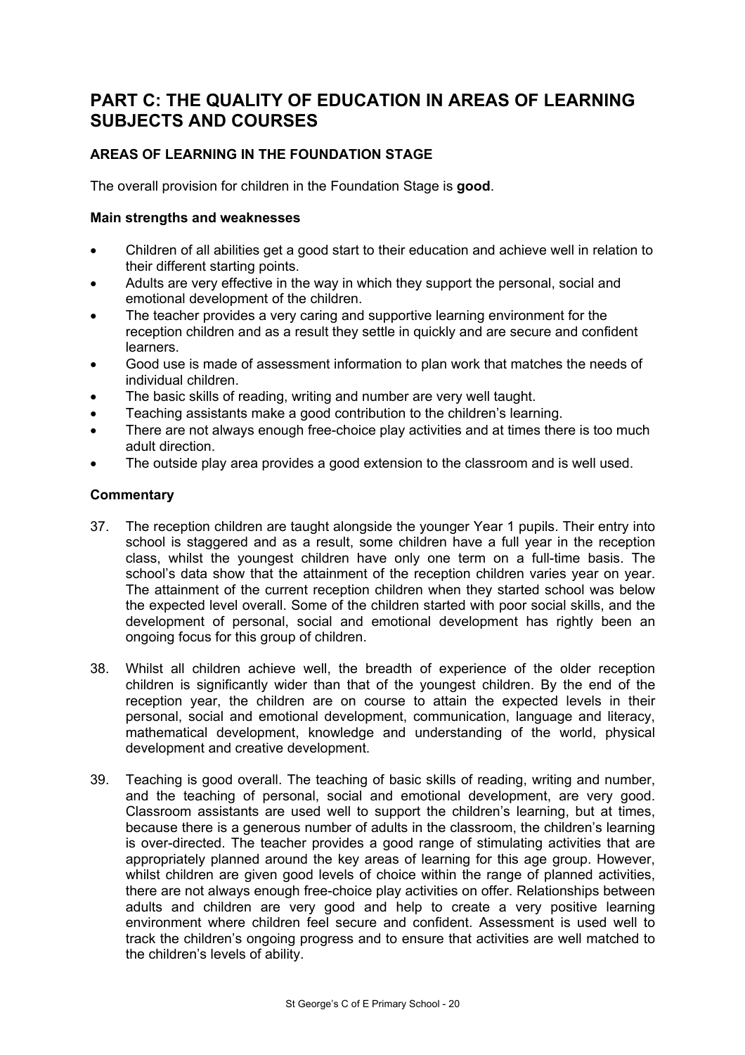# PART C: THE QUALITY OF EDUCATION IN AREAS OF LEARNING SUBJECTS AND COURSES

## AREAS OF LEARNING IN THE FOUNDATION STAGE

The overall provision for children in the Foundation Stage is **good**.

### Main strengths and weaknesses

- Children of all abilities get a good start to their education and achieve well in relation to their different starting points.
- Adults are very effective in the way in which they support the personal, social and emotional development of the children.
- The teacher provides a very caring and supportive learning environment for the reception children and as a result they settle in quickly and are secure and confident learners.
- Good use is made of assessment information to plan work that matches the needs of individual children.
- The basic skills of reading, writing and number are very well taught.
- Teaching assistants make a good contribution to the children's learning.
- There are not always enough free-choice play activities and at times there is too much adult direction.
- The outside play area provides a good extension to the classroom and is well used.

### Commentary

37. The reception children are taught alongside the younger Year 1 pupils. Their entry into school is staggered and as a result, some children have a full year in the reception class, whilst the youngest children have only one term on a full-time basis. The school's data show that the attainment of the reception children varies year on year. The attainment of the current reception children when they started school was below the expected level overall. Some of the children started with poor social skills, and the development of personal, social and emotional development has rightly been an ongoing focus for this group of children.

38. Whilst all children achieve well, the breadth of experience of the older reception children is significantly wider than that of the youngest children. By the end of the reception year, the children are on course to attain the expected levels in their personal, social and emotional development, communication, language and literacy, mathematical development, knowledge and understanding of the world, physical development and creative development.

39. Teaching is good overall. The teaching of basic skills of reading, writing and number, and the teaching of personal, social and emotional development, are very good. Classroom assistants are used well to support the children's learning, but at times, because there is a generous number of adults in the classroom, the children's learning is over-directed. The teacher provides a good range of stimulating activities that are appropriately planned around the key areas of learning for this age group. However, whilst children are given good levels of choice within the range of planned activities, there are not always enough free-choice play activities on offer. Relationships between adults and children are very good and help to create a very positive learning environment where children feel secure and confident. Assessment is used well to track the children's ongoing progress and to ensure that activities are well matched to the children's levels of ability.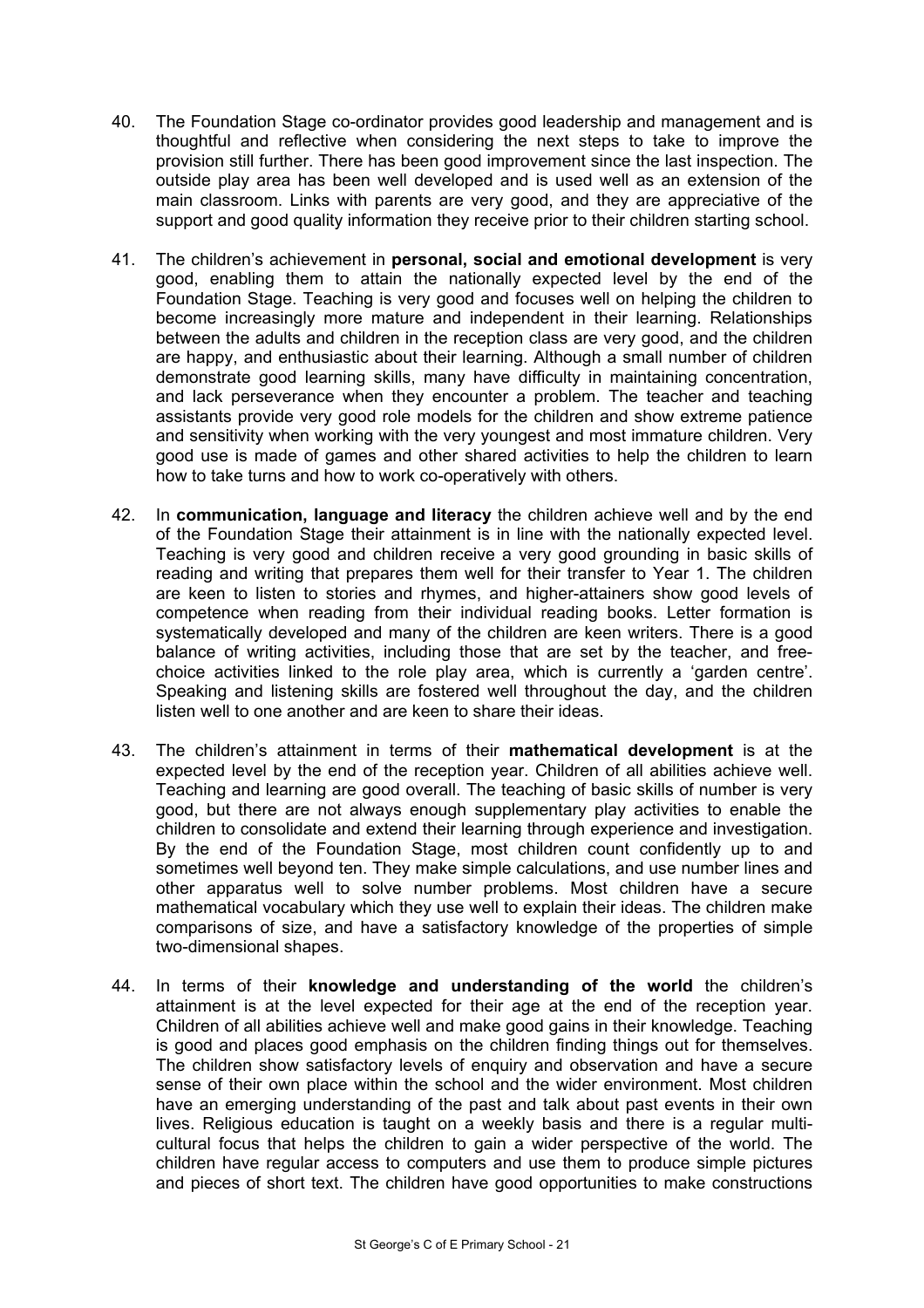40. The Foundation Stage co-ordinator provides good leadership and management and is thoughtful and reflective when considering the next steps to take to improve the provision still further. There has been good improvement since the last inspection. The outside play area has been well developed and is used well as an extension of the main classroom. Links with parents are very good, and they are appreciative of the support and good quality information they receive prior to their children starting school.

41. The children's achievement in **personal, social and emotional development** is very good, enabling them to attain the nationally expected level by the end of the Foundation Stage. Teaching is very good and focuses well on helping the children to become increasingly more mature and independent in their learning. Relationships between the adults and children in the reception class are very good, and the children are happy, and enthusiastic about their learning. Although a small number of children demonstrate good learning skills, many have difficulty in maintaining concentration, and lack perseverance when they encounter a problem. The teacher and teaching assistants provide very good role models for the children and show extreme patience and sensitivity when working with the very youngest and most immature children. Very good use is made of games and other shared activities to help the children to learn how to take turns and how to work co-operatively with others.

42. In **communication, language and literacy** the children achieve well and by the end of the Foundation Stage their attainment is in line with the nationally expected level. Teaching is very good and children receive a very good grounding in basic skills of reading and writing that prepares them well for their transfer to Year 1. The children are keen to listen to stories and rhymes, and higher-attainers show good levels of competence when reading from their individual reading books. Letter formation is systematically developed and many of the children are keen writers. There is a good balance of writing activities, including those that are set by the teacher, and free-choice activities linked to the role play area, which is currently a 'garden centre'. Speaking and listening skills are fostered well throughout the day, and the children listen well to one another and are keen to share their ideas.

43. The children's attainment in terms of their **mathematical development** is at the expected level by the end of the reception year. Children of all abilities achieve well. Teaching and learning are good overall. The teaching of basic skills of number is very good, but there are not always enough supplementary play activities to enable the children to consolidate and extend their learning through experience and investigation. By the end of the Foundation Stage, most children count confidently up to and sometimes well beyond ten. They make simple calculations, and use number lines and other apparatus well to solve number problems. Most children have a secure mathematical vocabulary which they use well to explain their ideas. The children make comparisons of size, and have a satisfactory knowledge of the properties of simple two-dimensional shapes.

44. In terms of their **knowledge and understanding of the world** the children's attainment is at the level expected for their age at the end of the reception year. Children of all abilities achieve well and make good gains in their knowledge. Teaching is good and places good emphasis on the children finding things out for themselves. The children show satisfactory levels of enquiry and observation and have a secure sense of their own place within the school and the wider environment. Most children have an emerging understanding of the past and talk about past events in their own lives. Religious education is taught on a weekly basis and there is a regular multi-cultural focus that helps the children to gain a wider perspective of the world. The children have regular access to computers and use them to produce simple pictures and pieces of short text. The children have good opportunities to make constructions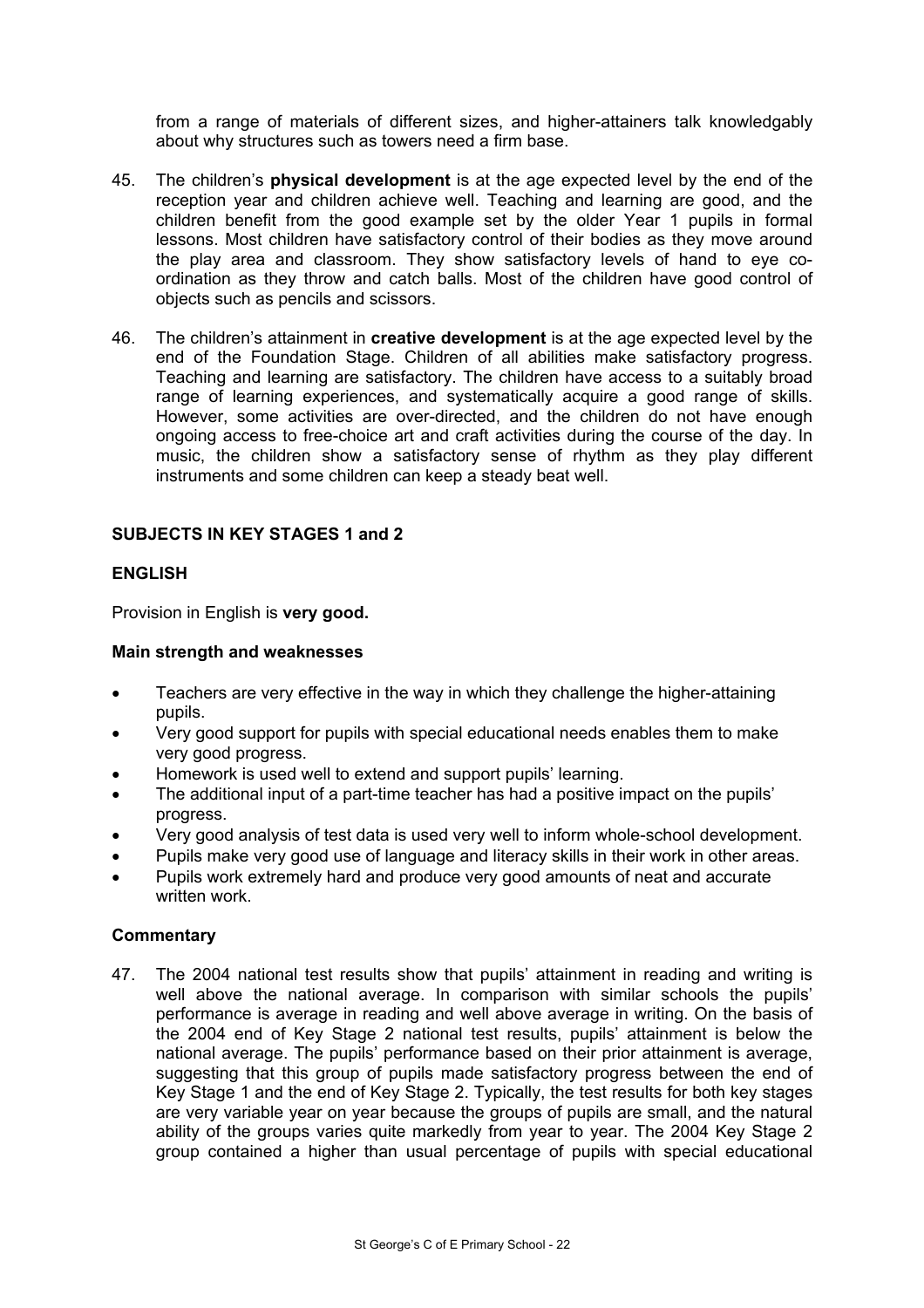from a range of materials of different sizes, and higher-attainers talk knowledgably about why structures such as towers need a firm base.

45. The children's **physical development** is at the age expected level by the end of the reception year and children achieve well. Teaching and learning are good, and the children benefit from the good example set by the older Year 1 pupils in formal lessons. Most children have satisfactory control of their bodies as they move around the play area and classroom. They show satisfactory levels of hand to eye co-ordination as they throw and catch balls. Most of the children have good control of objects such as pencils and scissors.

46. The children's attainment in **creative development** is at the age expected level by the end of the Foundation Stage. Children of all abilities make satisfactory progress. Teaching and learning are satisfactory. The children have access to a suitably broad range of learning experiences, and systematically acquire a good range of skills. However, some activities are over-directed, and the children do not have enough ongoing access to free-choice art and craft activities during the course of the day. In music, the children show a satisfactory sense of rhythm as they play different instruments and some children can keep a steady beat well.

## SUBJECTS IN KEY STAGES 1 and 2

### ENGLISH

Provision in English is **very good.**

#### Main strength and weaknesses

- Teachers are very effective in the way in which they challenge the higher-attaining pupils.
- Very good support for pupils with special educational needs enables them to make very good progress.
- Homework is used well to extend and support pupils' learning.
- The additional input of a part-time teacher has had a positive impact on the pupils' progress.
- Very good analysis of test data is used very well to inform whole-school development.
- Pupils make very good use of language and literacy skills in their work in other areas.
- Pupils work extremely hard and produce very good amounts of neat and accurate written work.

#### Commentary

47. The 2004 national test results show that pupils' attainment in reading and writing is well above the national average. In comparison with similar schools the pupils' performance is average in reading and well above average in writing. On the basis of the 2004 end of Key Stage 2 national test results, pupils' attainment is below the national average. The pupils' performance based on their prior attainment is average, suggesting that this group of pupils made satisfactory progress between the end of Key Stage 1 and the end of Key Stage 2. Typically, the test results for both key stages are very variable year on year because the groups of pupils are small, and the natural ability of the groups varies quite markedly from year to year. The 2004 Key Stage 2 group contained a higher than usual percentage of pupils with special educational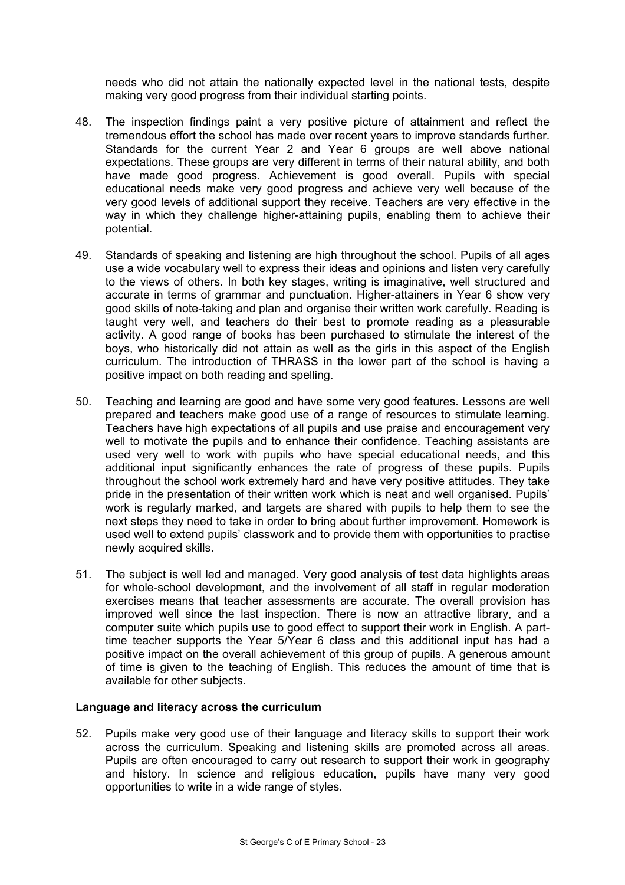needs who did not attain the nationally expected level in the national tests, despite making very good progress from their individual starting points.

48. The inspection findings paint a very positive picture of attainment and reflect the tremendous effort the school has made over recent years to improve standards further. Standards for the current Year 2 and Year 6 groups are well above national expectations. These groups are very different in terms of their natural ability, and both have made good progress. Achievement is good overall. Pupils with special educational needs make very good progress and achieve very well because of the very good levels of additional support they receive. Teachers are very effective in the way in which they challenge higher-attaining pupils, enabling them to achieve their potential.

49. Standards of speaking and listening are high throughout the school. Pupils of all ages use a wide vocabulary well to express their ideas and opinions and listen very carefully to the views of others. In both key stages, writing is imaginative, well structured and accurate in terms of grammar and punctuation. Higher-attainers in Year 6 show very good skills of note-taking and plan and organise their written work carefully. Reading is taught very well, and teachers do their best to promote reading as a pleasurable activity. A good range of books has been purchased to stimulate the interest of the boys, who historically did not attain as well as the girls in this aspect of the English curriculum. The introduction of THRASS in the lower part of the school is having a positive impact on both reading and spelling.

50. Teaching and learning are good and have some very good features. Lessons are well prepared and teachers make good use of a range of resources to stimulate learning. Teachers have high expectations of all pupils and use praise and encouragement very well to motivate the pupils and to enhance their confidence. Teaching assistants are used very well to work with pupils who have special educational needs, and this additional input significantly enhances the rate of progress of these pupils. Pupils throughout the school work extremely hard and have very positive attitudes. They take pride in the presentation of their written work which is neat and well organised. Pupils' work is regularly marked, and targets are shared with pupils to help them to see the next steps they need to take in order to bring about further improvement. Homework is used well to extend pupils' classwork and to provide them with opportunities to practise newly acquired skills.

51. The subject is well led and managed. Very good analysis of test data highlights areas for whole-school development, and the involvement of all staff in regular moderation exercises means that teacher assessments are accurate. The overall provision has improved well since the last inspection. There is now an attractive library, and a computer suite which pupils use to good effect to support their work in English. A part-time teacher supports the Year 5/Year 6 class and this additional input has had a positive impact on the overall achievement of this group of pupils. A generous amount of time is given to the teaching of English. This reduces the amount of time that is available for other subjects.

**Language and literacy across the curriculum**

52. Pupils make very good use of their language and literacy skills to support their work across the curriculum. Speaking and listening skills are promoted across all areas. Pupils are often encouraged to carry out research to support their work in geography and history. In science and religious education, pupils have many very good opportunities to write in a wide range of styles.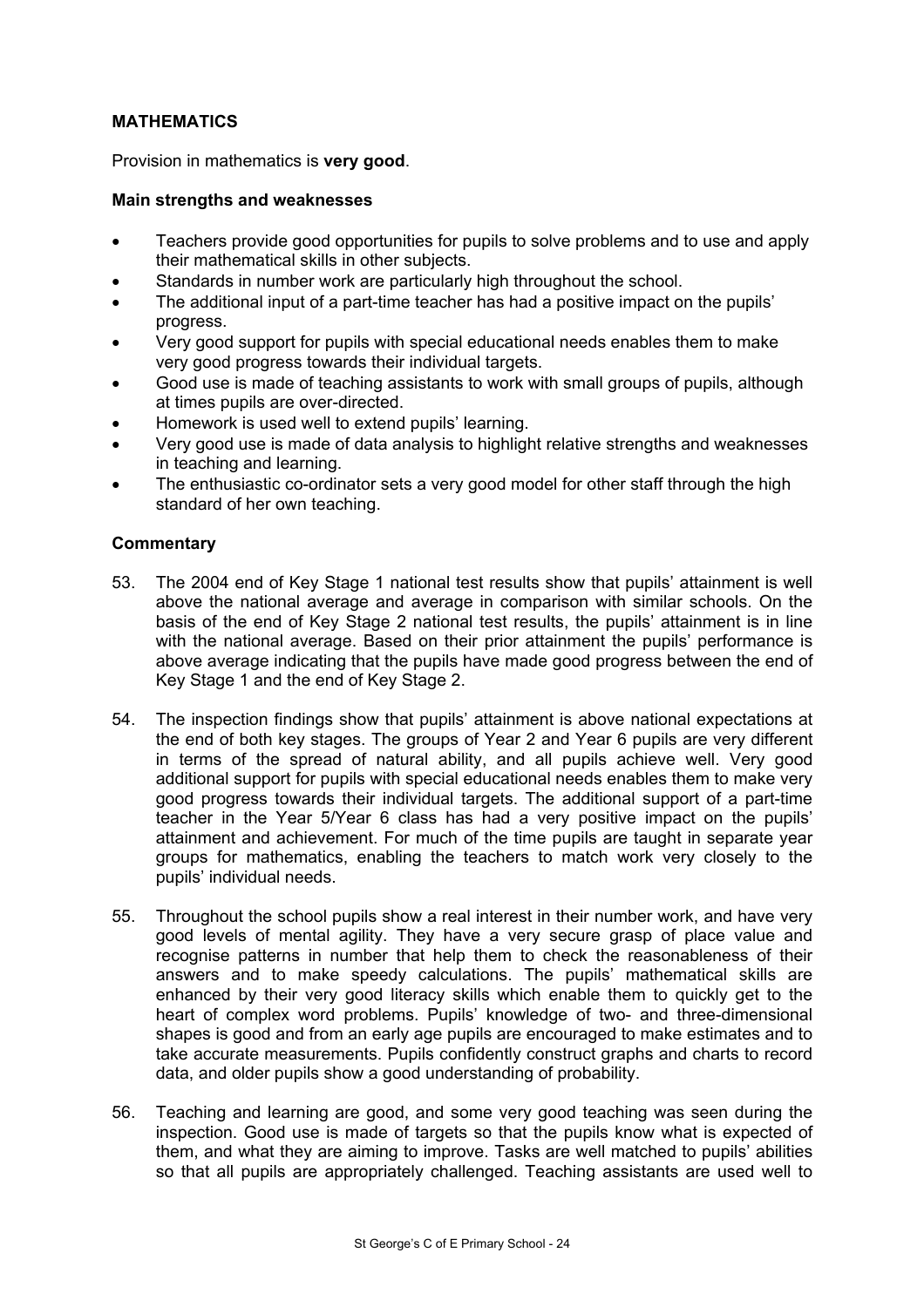## MATHEMATICS

Provision in mathematics is **very good**.

### Main strengths and weaknesses

- Teachers provide good opportunities for pupils to solve problems and to use and apply their mathematical skills in other subjects.
- Standards in number work are particularly high throughout the school.
- The additional input of a part-time teacher has had a positive impact on the pupils' progress.
- Very good support for pupils with special educational needs enables them to make very good progress towards their individual targets.
- Good use is made of teaching assistants to work with small groups of pupils, although at times pupils are over-directed.
- Homework is used well to extend pupils' learning.
- Very good use is made of data analysis to highlight relative strengths and weaknesses in teaching and learning.
- The enthusiastic co-ordinator sets a very good model for other staff through the high standard of her own teaching.

### Commentary

53. The 2004 end of Key Stage 1 national test results show that pupils' attainment is well above the national average and average in comparison with similar schools. On the basis of the end of Key Stage 2 national test results, the pupils' attainment is in line with the national average. Based on their prior attainment the pupils' performance is above average indicating that the pupils have made good progress between the end of Key Stage 1 and the end of Key Stage 2.

54. The inspection findings show that pupils' attainment is above national expectations at the end of both key stages. The groups of Year 2 and Year 6 pupils are very different in terms of the spread of natural ability, and all pupils achieve well. Very good additional support for pupils with special educational needs enables them to make very good progress towards their individual targets. The additional support of a part-time teacher in the Year 5/Year 6 class has had a very positive impact on the pupils' attainment and achievement. For much of the time pupils are taught in separate year groups for mathematics, enabling the teachers to match work very closely to the pupils' individual needs.

55. Throughout the school pupils show a real interest in their number work, and have very good levels of mental agility. They have a very secure grasp of place value and recognise patterns in number that help them to check the reasonableness of their answers and to make speedy calculations. The pupils' mathematical skills are enhanced by their very good literacy skills which enable them to quickly get to the heart of complex word problems. Pupils' knowledge of two- and three-dimensional shapes is good and from an early age pupils are encouraged to make estimates and to take accurate measurements. Pupils confidently construct graphs and charts to record data, and older pupils show a good understanding of probability.

56. Teaching and learning are good, and some very good teaching was seen during the inspection. Good use is made of targets so that the pupils know what is expected of them, and what they are aiming to improve. Tasks are well matched to pupils' abilities so that all pupils are appropriately challenged. Teaching assistants are used well to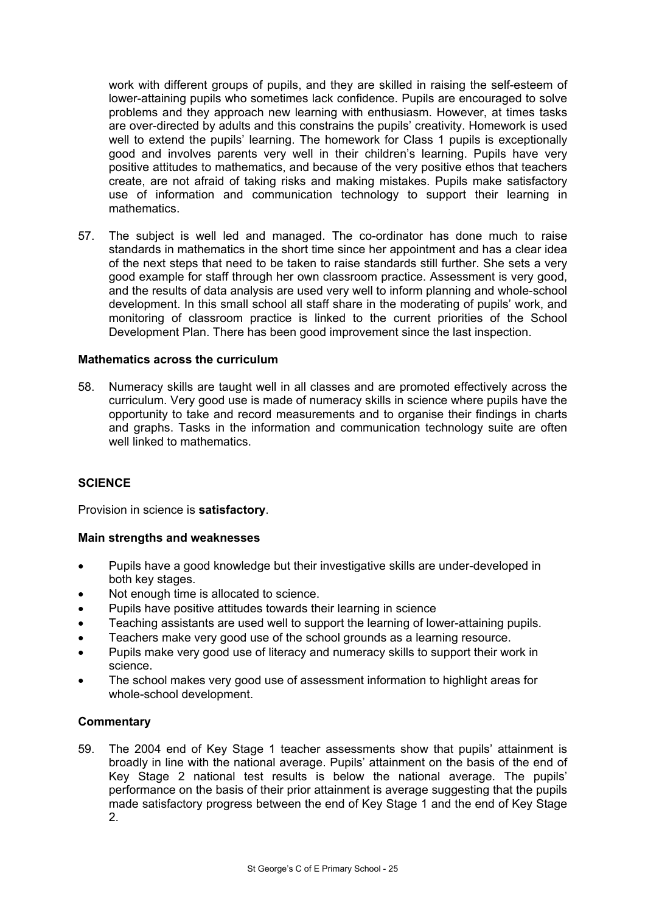work with different groups of pupils, and they are skilled in raising the self-esteem of lower-attaining pupils who sometimes lack confidence. Pupils are encouraged to solve problems and they approach new learning with enthusiasm. However, at times tasks are over-directed by adults and this constrains the pupils' creativity. Homework is used well to extend the pupils' learning. The homework for Class 1 pupils is exceptionally good and involves parents very well in their children's learning. Pupils have very positive attitudes to mathematics, and because of the very positive ethos that teachers create, are not afraid of taking risks and making mistakes. Pupils make satisfactory use of information and communication technology to support their learning in mathematics.

57. The subject is well led and managed. The co-ordinator has done much to raise standards in mathematics in the short time since her appointment and has a clear idea of the next steps that need to be taken to raise standards still further. She sets a very good example for staff through her own classroom practice. Assessment is very good, and the results of data analysis are used very well to inform planning and whole-school development. In this small school all staff share in the moderating of pupils' work, and monitoring of classroom practice is linked to the current priorities of the School Development Plan. There has been good improvement since the last inspection.

### Mathematics across the curriculum

58. Numeracy skills are taught well in all classes and are promoted effectively across the curriculum. Very good use is made of numeracy skills in science where pupils have the opportunity to take and record measurements and to organise their findings in charts and graphs. Tasks in the information and communication technology suite are often well linked to mathematics.

## SCIENCE

Provision in science is **satisfactory**.

### Main strengths and weaknesses

- Pupils have a good knowledge but their investigative skills are under-developed in both key stages.
- Not enough time is allocated to science.
- Pupils have positive attitudes towards their learning in science
- Teaching assistants are used well to support the learning of lower-attaining pupils.
- Teachers make very good use of the school grounds as a learning resource.
- Pupils make very good use of literacy and numeracy skills to support their work in science.
- The school makes very good use of assessment information to highlight areas for whole-school development.

### Commentary

59. The 2004 end of Key Stage 1 teacher assessments show that pupils' attainment is broadly in line with the national average. Pupils' attainment on the basis of the end of Key Stage 2 national test results is below the national average. The pupils' performance on the basis of their prior attainment is average suggesting that the pupils made satisfactory progress between the end of Key Stage 1 and the end of Key Stage 2.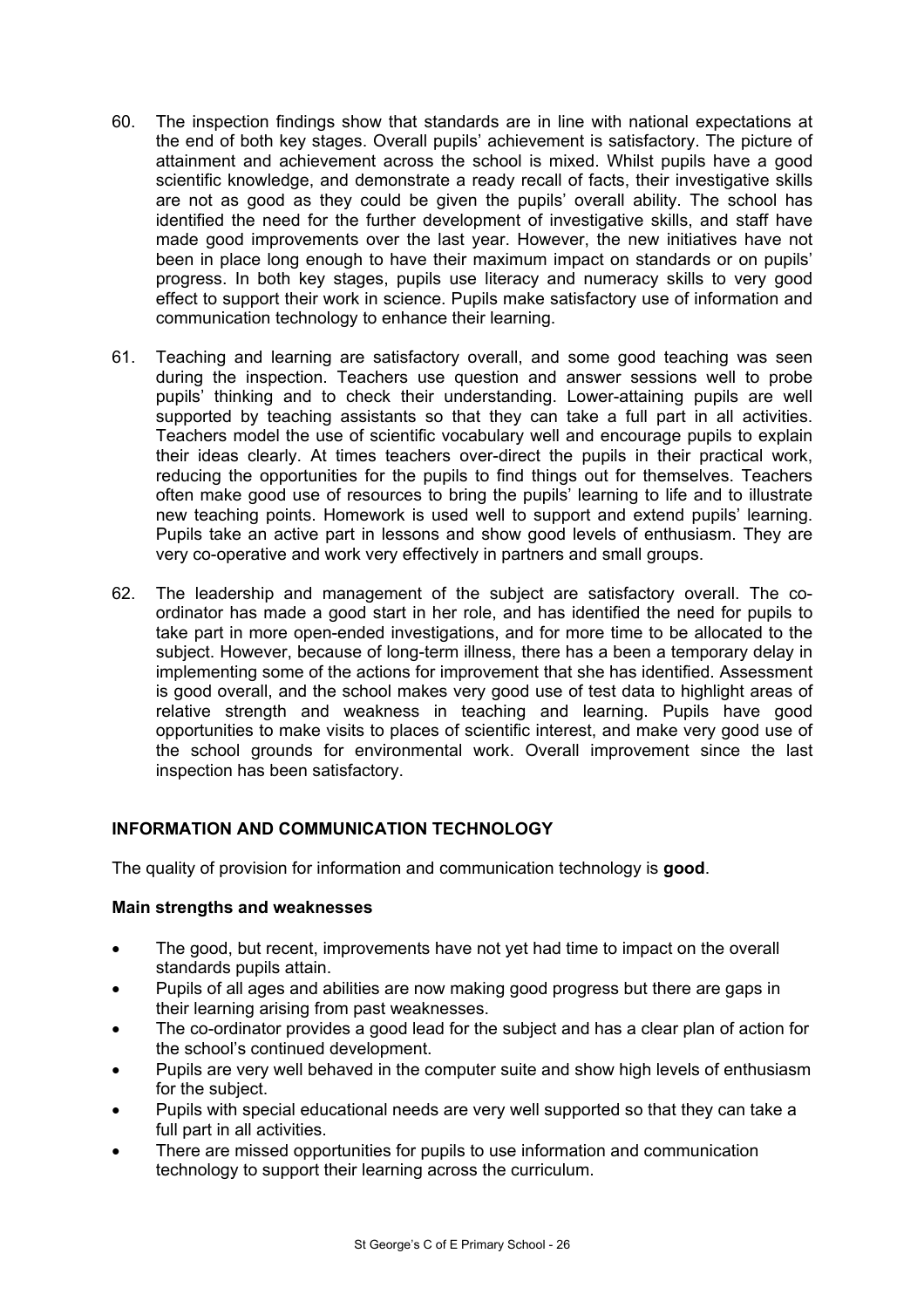60. The inspection findings show that standards are in line with national expectations at the end of both key stages. Overall pupils' achievement is satisfactory. The picture of attainment and achievement across the school is mixed. Whilst pupils have a good scientific knowledge, and demonstrate a ready recall of facts, their investigative skills are not as good as they could be given the pupils' overall ability. The school has identified the need for the further development of investigative skills, and staff have made good improvements over the last year. However, the new initiatives have not been in place long enough to have their maximum impact on standards or on pupils' progress. In both key stages, pupils use literacy and numeracy skills to very good effect to support their work in science. Pupils make satisfactory use of information and communication technology to enhance their learning.

61. Teaching and learning are satisfactory overall, and some good teaching was seen during the inspection. Teachers use question and answer sessions well to probe pupils' thinking and to check their understanding. Lower-attaining pupils are well supported by teaching assistants so that they can take a full part in all activities. Teachers model the use of scientific vocabulary well and encourage pupils to explain their ideas clearly. At times teachers over-direct the pupils in their practical work, reducing the opportunities for the pupils to find things out for themselves. Teachers often make good use of resources to bring the pupils' learning to life and to illustrate new teaching points. Homework is used well to support and extend pupils' learning. Pupils take an active part in lessons and show good levels of enthusiasm. They are very co-operative and work very effectively in partners and small groups.

62. The leadership and management of the subject are satisfactory overall. The co-ordinator has made a good start in her role, and has identified the need for pupils to take part in more open-ended investigations, and for more time to be allocated to the subject. However, because of long-term illness, there has a been a temporary delay in implementing some of the actions for improvement that she has identified. Assessment is good overall, and the school makes very good use of test data to highlight areas of relative strength and weakness in teaching and learning. Pupils have good opportunities to make visits to places of scientific interest, and make very good use of the school grounds for environmental work. Overall improvement since the last inspection has been satisfactory.

## INFORMATION AND COMMUNICATION TECHNOLOGY

The quality of provision for information and communication technology is **good**.

**Main strengths and weaknesses**

- The good, but recent, improvements have not yet had time to impact on the overall standards pupils attain.
- Pupils of all ages and abilities are now making good progress but there are gaps in their learning arising from past weaknesses.
- The co-ordinator provides a good lead for the subject and has a clear plan of action for the school's continued development.
- Pupils are very well behaved in the computer suite and show high levels of enthusiasm for the subject.
- Pupils with special educational needs are very well supported so that they can take a full part in all activities.
- There are missed opportunities for pupils to use information and communication technology to support their learning across the curriculum.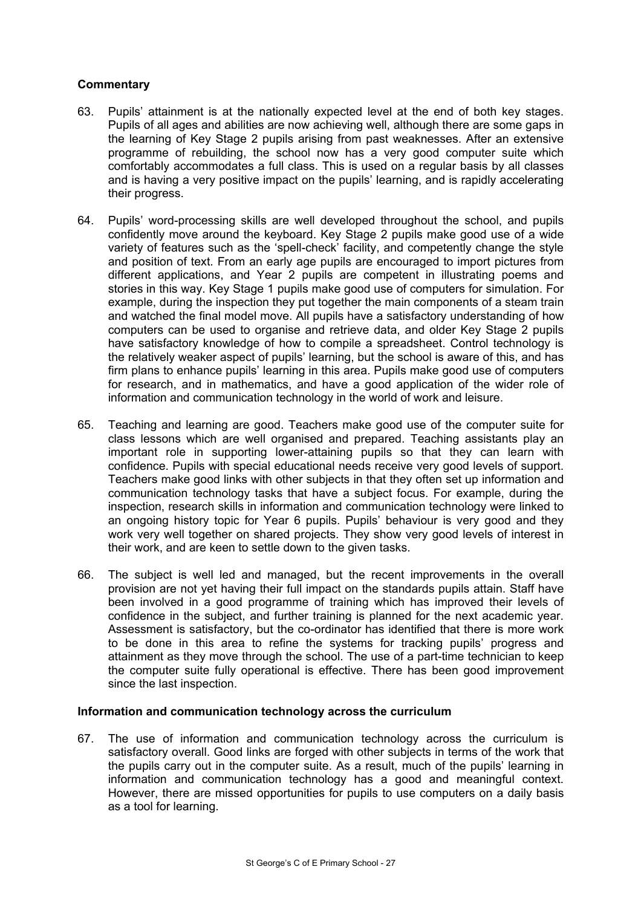**Commentary**

63. Pupils' attainment is at the nationally expected level at the end of both key stages. Pupils of all ages and abilities are now achieving well, although there are some gaps in the learning of Key Stage 2 pupils arising from past weaknesses. After an extensive programme of rebuilding, the school now has a very good computer suite which comfortably accommodates a full class. This is used on a regular basis by all classes and is having a very positive impact on the pupils' learning, and is rapidly accelerating their progress.

64. Pupils' word-processing skills are well developed throughout the school, and pupils confidently move around the keyboard. Key Stage 2 pupils make good use of a wide variety of features such as the 'spell-check' facility, and competently change the style and position of text. From an early age pupils are encouraged to import pictures from different applications, and Year 2 pupils are competent in illustrating poems and stories in this way. Key Stage 1 pupils make good use of computers for simulation. For example, during the inspection they put together the main components of a steam train and watched the final model move. All pupils have a satisfactory understanding of how computers can be used to organise and retrieve data, and older Key Stage 2 pupils have satisfactory knowledge of how to compile a spreadsheet. Control technology is the relatively weaker aspect of pupils' learning, but the school is aware of this, and has firm plans to enhance pupils' learning in this area. Pupils make good use of computers for research, and in mathematics, and have a good application of the wider role of information and communication technology in the world of work and leisure.

65. Teaching and learning are good. Teachers make good use of the computer suite for class lessons which are well organised and prepared. Teaching assistants play an important role in supporting lower-attaining pupils so that they can learn with confidence. Pupils with special educational needs receive very good levels of support. Teachers make good links with other subjects in that they often set up information and communication technology tasks that have a subject focus. For example, during the inspection, research skills in information and communication technology were linked to an ongoing history topic for Year 6 pupils. Pupils' behaviour is very good and they work very well together on shared projects. They show very good levels of interest in their work, and are keen to settle down to the given tasks.

66. The subject is well led and managed, but the recent improvements in the overall provision are not yet having their full impact on the standards pupils attain. Staff have been involved in a good programme of training which has improved their levels of confidence in the subject, and further training is planned for the next academic year. Assessment is satisfactory, but the co-ordinator has identified that there is more work to be done in this area to refine the systems for tracking pupils' progress and attainment as they move through the school. The use of a part-time technician to keep the computer suite fully operational is effective. There has been good improvement since the last inspection.

**Information and communication technology across the curriculum**

67. The use of information and communication technology across the curriculum is satisfactory overall. Good links are forged with other subjects in terms of the work that the pupils carry out in the computer suite. As a result, much of the pupils' learning in information and communication technology has a good and meaningful context. However, there are missed opportunities for pupils to use computers on a daily basis as a tool for learning.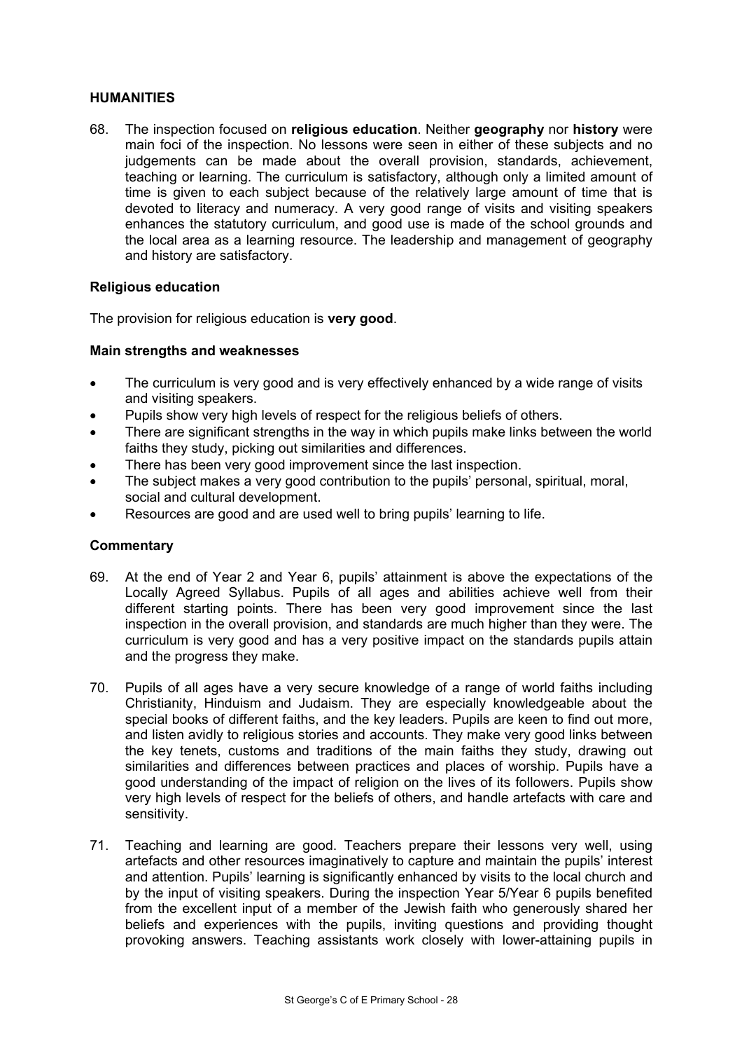## HUMANITIES

68. The inspection focused on **religious education**. Neither **geography** nor **history** were main foci of the inspection. No lessons were seen in either of these subjects and no judgements can be made about the overall provision, standards, achievement, teaching or learning. The curriculum is satisfactory, although only a limited amount of time is given to each subject because of the relatively large amount of time that is devoted to literacy and numeracy. A very good range of visits and visiting speakers enhances the statutory curriculum, and good use is made of the school grounds and the local area as a learning resource. The leadership and management of geography and history are satisfactory.

### Religious education

The provision for religious education is **very good**.

#### Main strengths and weaknesses

- The curriculum is very good and is very effectively enhanced by a wide range of visits and visiting speakers.
- Pupils show very high levels of respect for the religious beliefs of others.
- There are significant strengths in the way in which pupils make links between the world faiths they study, picking out similarities and differences.
- There has been very good improvement since the last inspection.
- The subject makes a very good contribution to the pupils' personal, spiritual, moral, social and cultural development.
- Resources are good and are used well to bring pupils' learning to life.

#### Commentary

69. At the end of Year 2 and Year 6, pupils' attainment is above the expectations of the Locally Agreed Syllabus. Pupils of all ages and abilities achieve well from their different starting points. There has been very good improvement since the last inspection in the overall provision, and standards are much higher than they were. The curriculum is very good and has a very positive impact on the standards pupils attain and the progress they make.

70. Pupils of all ages have a very secure knowledge of a range of world faiths including Christianity, Hinduism and Judaism. They are especially knowledgeable about the special books of different faiths, and the key leaders. Pupils are keen to find out more, and listen avidly to religious stories and accounts. They make very good links between the key tenets, customs and traditions of the main faiths they study, drawing out similarities and differences between practices and places of worship. Pupils have a good understanding of the impact of religion on the lives of its followers. Pupils show very high levels of respect for the beliefs of others, and handle artefacts with care and sensitivity.

71. Teaching and learning are good. Teachers prepare their lessons very well, using artefacts and other resources imaginatively to capture and maintain the pupils' interest and attention. Pupils' learning is significantly enhanced by visits to the local church and by the input of visiting speakers. During the inspection Year 5/Year 6 pupils benefited from the excellent input of a member of the Jewish faith who generously shared her beliefs and experiences with the pupils, inviting questions and providing thought provoking answers. Teaching assistants work closely with lower-attaining pupils in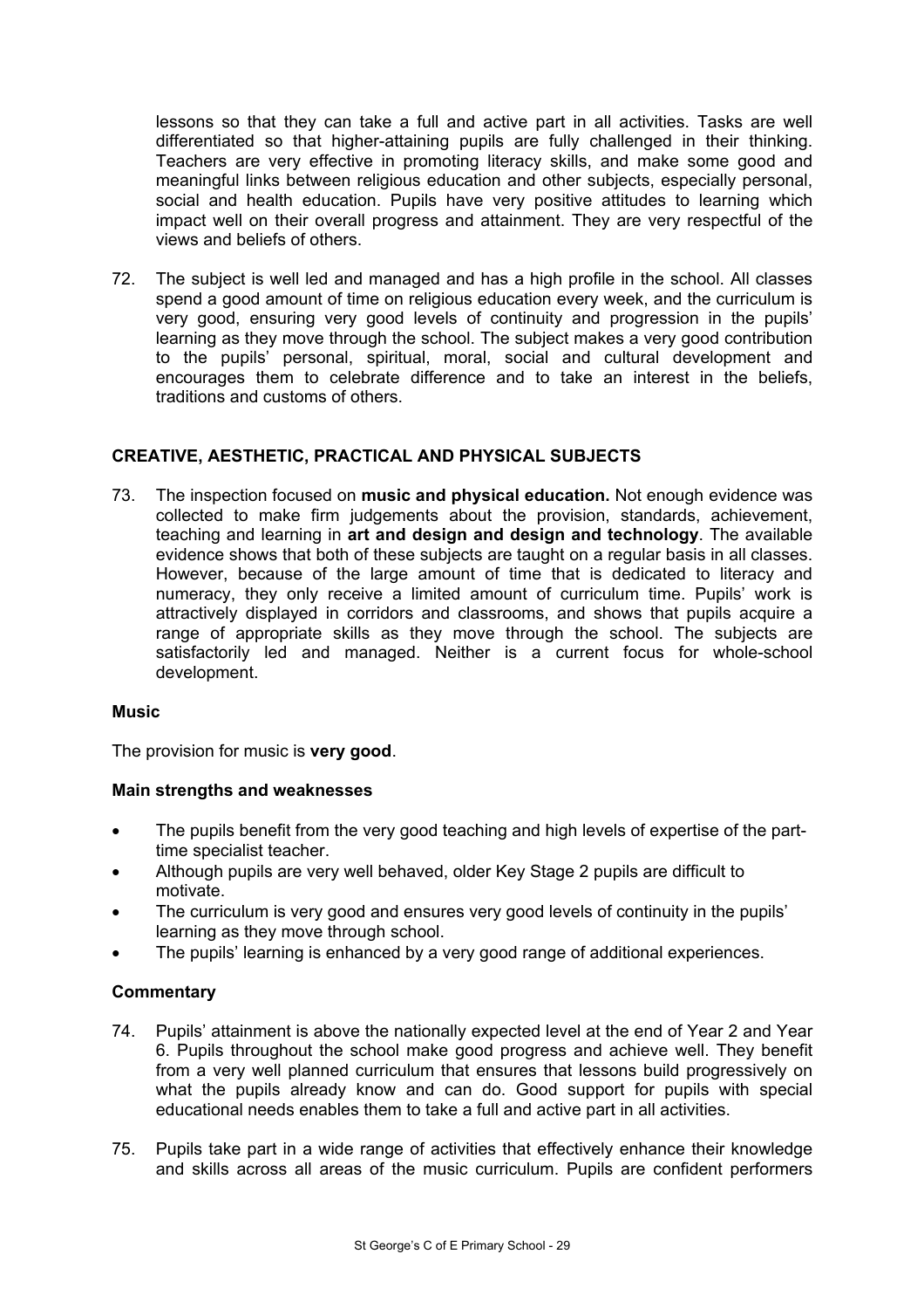lessons so that they can take a full and active part in all activities. Tasks are well differentiated so that higher-attaining pupils are fully challenged in their thinking. Teachers are very effective in promoting literacy skills, and make some good and meaningful links between religious education and other subjects, especially personal, social and health education. Pupils have very positive attitudes to learning which impact well on their overall progress and attainment. They are very respectful of the views and beliefs of others.

72. The subject is well led and managed and has a high profile in the school. All classes spend a good amount of time on religious education every week, and the curriculum is very good, ensuring very good levels of continuity and progression in the pupils' learning as they move through the school. The subject makes a very good contribution to the pupils' personal, spiritual, moral, social and cultural development and encourages them to celebrate difference and to take an interest in the beliefs, traditions and customs of others.

## CREATIVE, AESTHETIC, PRACTICAL AND PHYSICAL SUBJECTS

73. The inspection focused on **music and physical education.** Not enough evidence was collected to make firm judgements about the provision, standards, achievement, teaching and learning in **art and design and design and technology**. The available evidence shows that both of these subjects are taught on a regular basis in all classes. However, because of the large amount of time that is dedicated to literacy and numeracy, they only receive a limited amount of curriculum time. Pupils' work is attractively displayed in corridors and classrooms, and shows that pupils acquire a range of appropriate skills as they move through the school. The subjects are satisfactorily led and managed. Neither is a current focus for whole-school development.

### Music

The provision for music is **very good**.

#### Main strengths and weaknesses

- The pupils benefit from the very good teaching and high levels of expertise of the part-time specialist teacher.
- Although pupils are very well behaved, older Key Stage 2 pupils are difficult to motivate.
- The curriculum is very good and ensures very good levels of continuity in the pupils' learning as they move through school.
- The pupils' learning is enhanced by a very good range of additional experiences.

#### Commentary

74. Pupils' attainment is above the nationally expected level at the end of Year 2 and Year 6. Pupils throughout the school make good progress and achieve well. They benefit from a very well planned curriculum that ensures that lessons build progressively on what the pupils already know and can do. Good support for pupils with special educational needs enables them to take a full and active part in all activities.

75. Pupils take part in a wide range of activities that effectively enhance their knowledge and skills across all areas of the music curriculum. Pupils are confident performers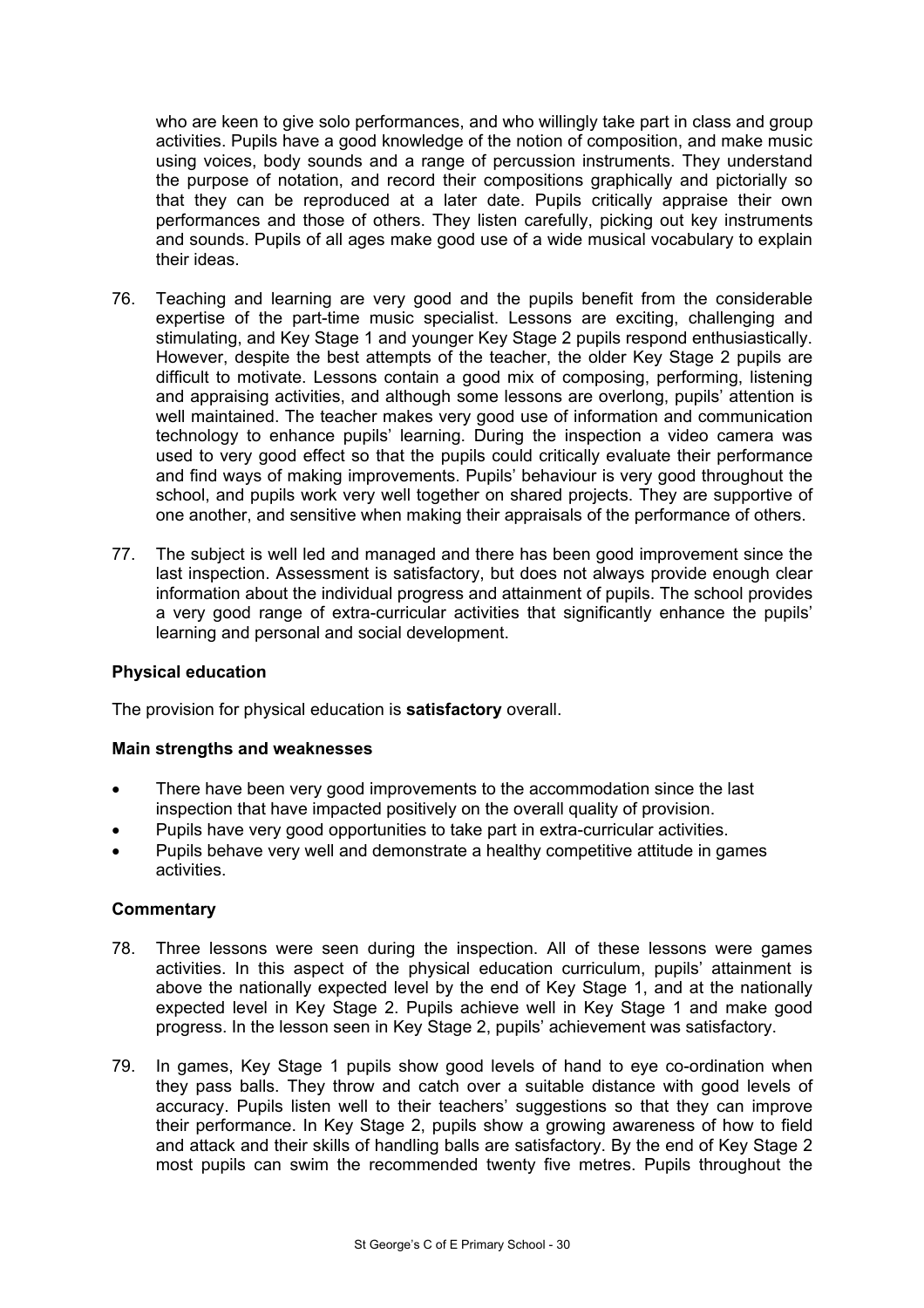who are keen to give solo performances, and who willingly take part in class and group activities. Pupils have a good knowledge of the notion of composition, and make music using voices, body sounds and a range of percussion instruments. They understand the purpose of notation, and record their compositions graphically and pictorially so that they can be reproduced at a later date. Pupils critically appraise their own performances and those of others. They listen carefully, picking out key instruments and sounds. Pupils of all ages make good use of a wide musical vocabulary to explain their ideas.

76. Teaching and learning are very good and the pupils benefit from the considerable expertise of the part-time music specialist. Lessons are exciting, challenging and stimulating, and Key Stage 1 and younger Key Stage 2 pupils respond enthusiastically. However, despite the best attempts of the teacher, the older Key Stage 2 pupils are difficult to motivate. Lessons contain a good mix of composing, performing, listening and appraising activities, and although some lessons are overlong, pupils' attention is well maintained. The teacher makes very good use of information and communication technology to enhance pupils' learning. During the inspection a video camera was used to very good effect so that the pupils could critically evaluate their performance and find ways of making improvements. Pupils' behaviour is very good throughout the school, and pupils work very well together on shared projects. They are supportive of one another, and sensitive when making their appraisals of the performance of others.

77. The subject is well led and managed and there has been good improvement since the last inspection. Assessment is satisfactory, but does not always provide enough clear information about the individual progress and attainment of pupils. The school provides a very good range of extra-curricular activities that significantly enhance the pupils' learning and personal and social development.

### Physical education

The provision for physical education is **satisfactory** overall.

#### Main strengths and weaknesses

- There have been very good improvements to the accommodation since the last inspection that have impacted positively on the overall quality of provision.
- Pupils have very good opportunities to take part in extra-curricular activities.
- Pupils behave very well and demonstrate a healthy competitive attitude in games activities.

#### Commentary

78. Three lessons were seen during the inspection. All of these lessons were games activities. In this aspect of the physical education curriculum, pupils' attainment is above the nationally expected level by the end of Key Stage 1, and at the nationally expected level in Key Stage 2. Pupils achieve well in Key Stage 1 and make good progress. In the lesson seen in Key Stage 2, pupils' achievement was satisfactory.

79. In games, Key Stage 1 pupils show good levels of hand to eye co-ordination when they pass balls. They throw and catch over a suitable distance with good levels of accuracy. Pupils listen well to their teachers' suggestions so that they can improve their performance. In Key Stage 2, pupils show a growing awareness of how to field and attack and their skills of handling balls are satisfactory. By the end of Key Stage 2 most pupils can swim the recommended twenty five metres. Pupils throughout the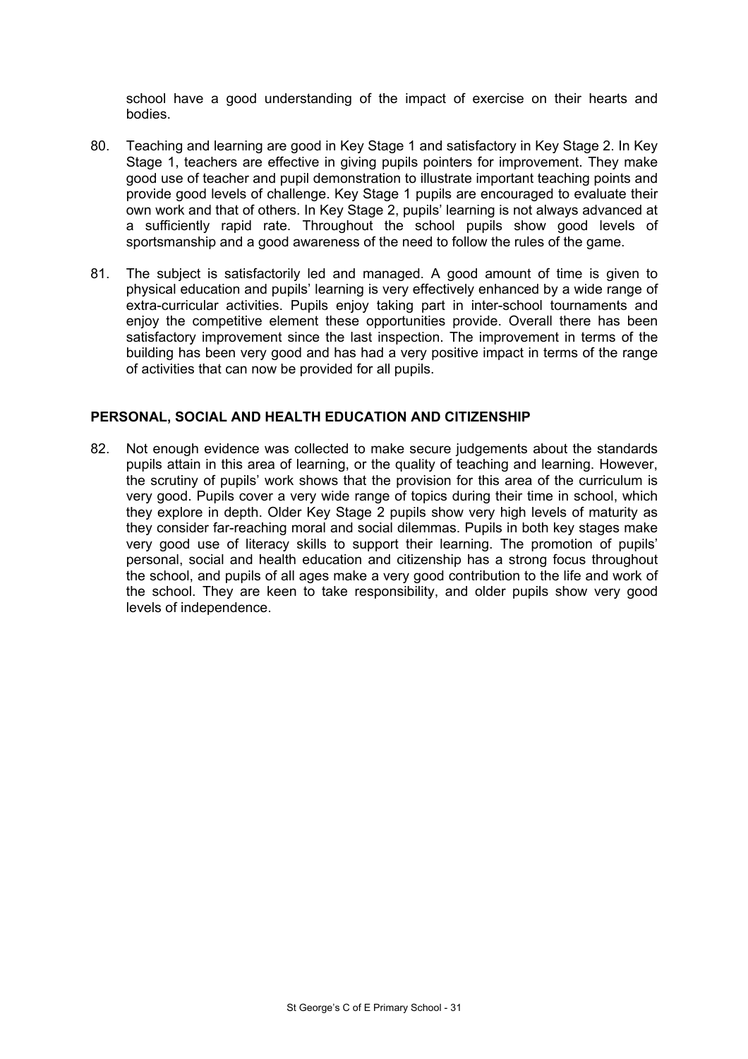school have a good understanding of the impact of exercise on their hearts and bodies.

80. Teaching and learning are good in Key Stage 1 and satisfactory in Key Stage 2. In Key Stage 1, teachers are effective in giving pupils pointers for improvement. They make good use of teacher and pupil demonstration to illustrate important teaching points and provide good levels of challenge. Key Stage 1 pupils are encouraged to evaluate their own work and that of others. In Key Stage 2, pupils' learning is not always advanced at a sufficiently rapid rate. Throughout the school pupils show good levels of sportsmanship and a good awareness of the need to follow the rules of the game.

81. The subject is satisfactorily led and managed. A good amount of time is given to physical education and pupils' learning is very effectively enhanced by a wide range of extra-curricular activities. Pupils enjoy taking part in inter-school tournaments and enjoy the competitive element these opportunities provide. Overall there has been satisfactory improvement since the last inspection. The improvement in terms of the building has been very good and has had a very positive impact in terms of the range of activities that can now be provided for all pupils.

**PERSONAL, SOCIAL AND HEALTH EDUCATION AND CITIZENSHIP**

82. Not enough evidence was collected to make secure judgements about the standards pupils attain in this area of learning, or the quality of teaching and learning. However, the scrutiny of pupils' work shows that the provision for this area of the curriculum is very good. Pupils cover a very wide range of topics during their time in school, which they explore in depth. Older Key Stage 2 pupils show very high levels of maturity as they consider far-reaching moral and social dilemmas. Pupils in both key stages make very good use of literacy skills to support their learning. The promotion of pupils' personal, social and health education and citizenship has a strong focus throughout the school, and pupils of all ages make a very good contribution to the life and work of the school. They are keen to take responsibility, and older pupils show very good levels of independence.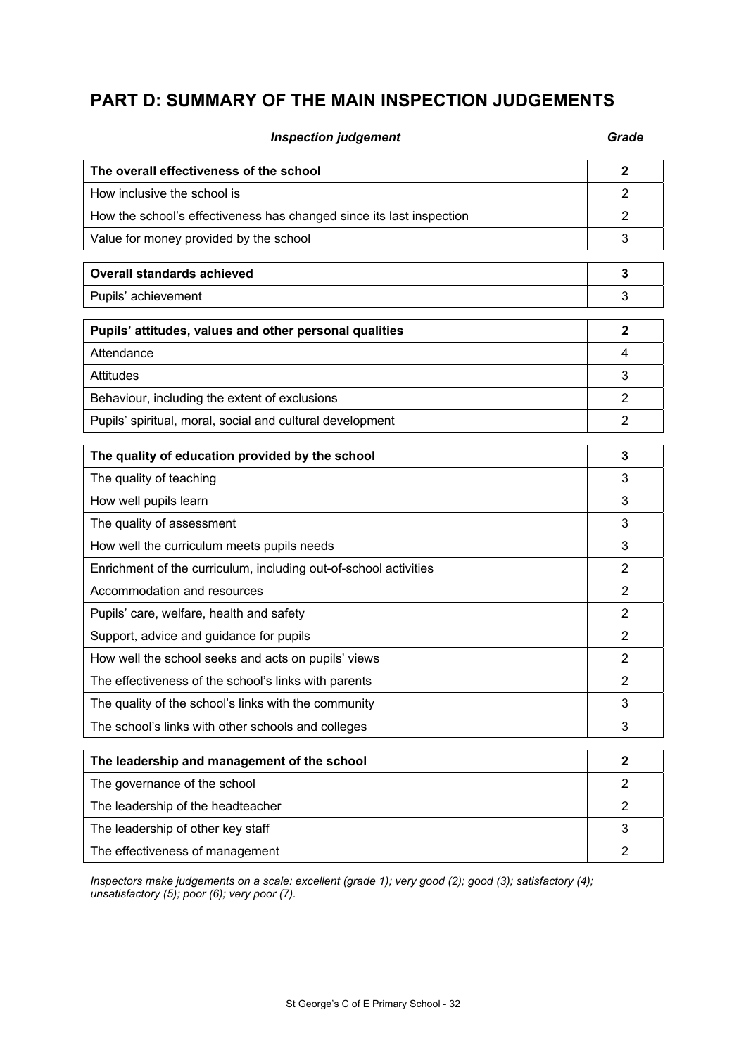## PART D: SUMMARY OF THE MAIN INSPECTION JUDGEMENTS

| *Inspection judgement* | *Grade* |
|---|---|
| **The overall effectiveness of the school** | **2** |
| How inclusive the school is | 2 |
| How the school's effectiveness has changed since its last inspection | 2 |
| Value for money provided by the school | 3 |
| **Overall standards achieved** | **3** |
| Pupils' achievement | 3 |
| **Pupils' attitudes, values and other personal qualities** | **2** |
| Attendance | 4 |
| Attitudes | 3 |
| Behaviour, including the extent of exclusions | 2 |
| Pupils' spiritual, moral, social and cultural development | 2 |
| **The quality of education provided by the school** | **3** |
| The quality of teaching | 3 |
| How well pupils learn | 3 |
| The quality of assessment | 3 |
| How well the curriculum meets pupils needs | 3 |
| Enrichment of the curriculum, including out-of-school activities | 2 |
| Accommodation and resources | 2 |
| Pupils' care, welfare, health and safety | 2 |
| Support, advice and guidance for pupils | 2 |
| How well the school seeks and acts on pupils' views | 2 |
| The effectiveness of the school's links with parents | 2 |
| The quality of the school's links with the community | 3 |
| The school's links with other schools and colleges | 3 |
| **The leadership and management of the school** | **2** |
| The governance of the school | 2 |
| The leadership of the headteacher | 2 |
| The leadership of other key staff | 3 |
| The effectiveness of management | 2 |

*Inspectors make judgements on a scale: excellent (grade 1); very good (2); good (3); satisfactory (4); unsatisfactory (5); poor (6); very poor (7).*